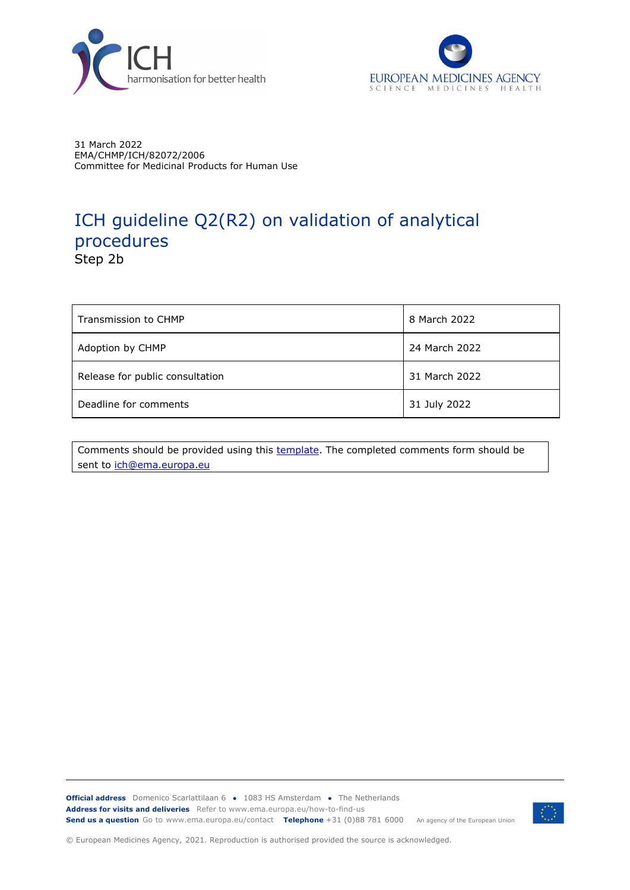31 March 2022
EMA/CHMP/ICH/82072/2006
Committee for Medicinal Products for Human Use

# ICH guideline Q2(R2) on validation of analytical procedures

Step 2b

| Transmission to CHMP | 8 March 2022 |
| --- | --- |
| Adoption by CHMP | 24 March 2022 |
| Release for public consultation | 31 March 2022 |
| Deadline for comments | 31 July 2022 |

Comments should be provided using this template. The completed comments form should be sent to ich@ema.europa.eu

**Official address** Domenico Scarlattilaan 6 • 1083 HS Amsterdam • The Netherlands
**Address for visits and deliveries** Refer to www.ema.europa.eu/how-to-find-us
**Send us a question** Go to www.ema.europa.eu/contact **Telephone** +31 (0)88 781 6000 An agency of the European Union

© European Medicines Agency, 2021. Reproduction is authorised provided the source is acknowledged.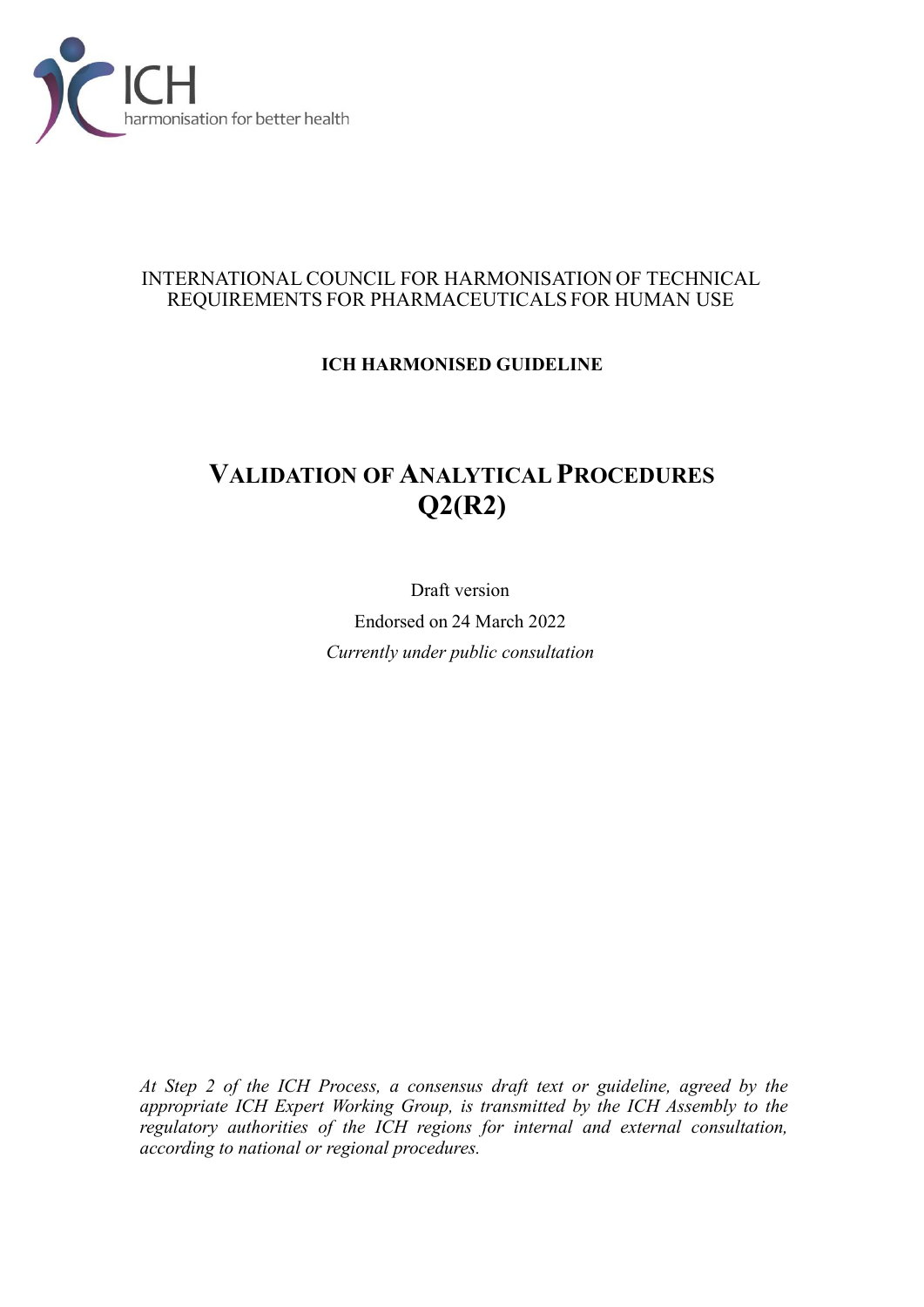INTERNATIONAL COUNCIL FOR HARMONISATION OF TECHNICAL REQUIREMENTS FOR PHARMACEUTICALS FOR HUMAN USE

**ICH HARMONISED GUIDELINE**

# VALIDATION OF ANALYTICAL PROCEDURES Q2(R2)

Draft version

Endorsed on 24 March 2022

*Currently under public consultation*

*At Step 2 of the ICH Process, a consensus draft text or guideline, agreed by the appropriate ICH Expert Working Group, is transmitted by the ICH Assembly to the regulatory authorities of the ICH regions for internal and external consultation, according to national or regional procedures.*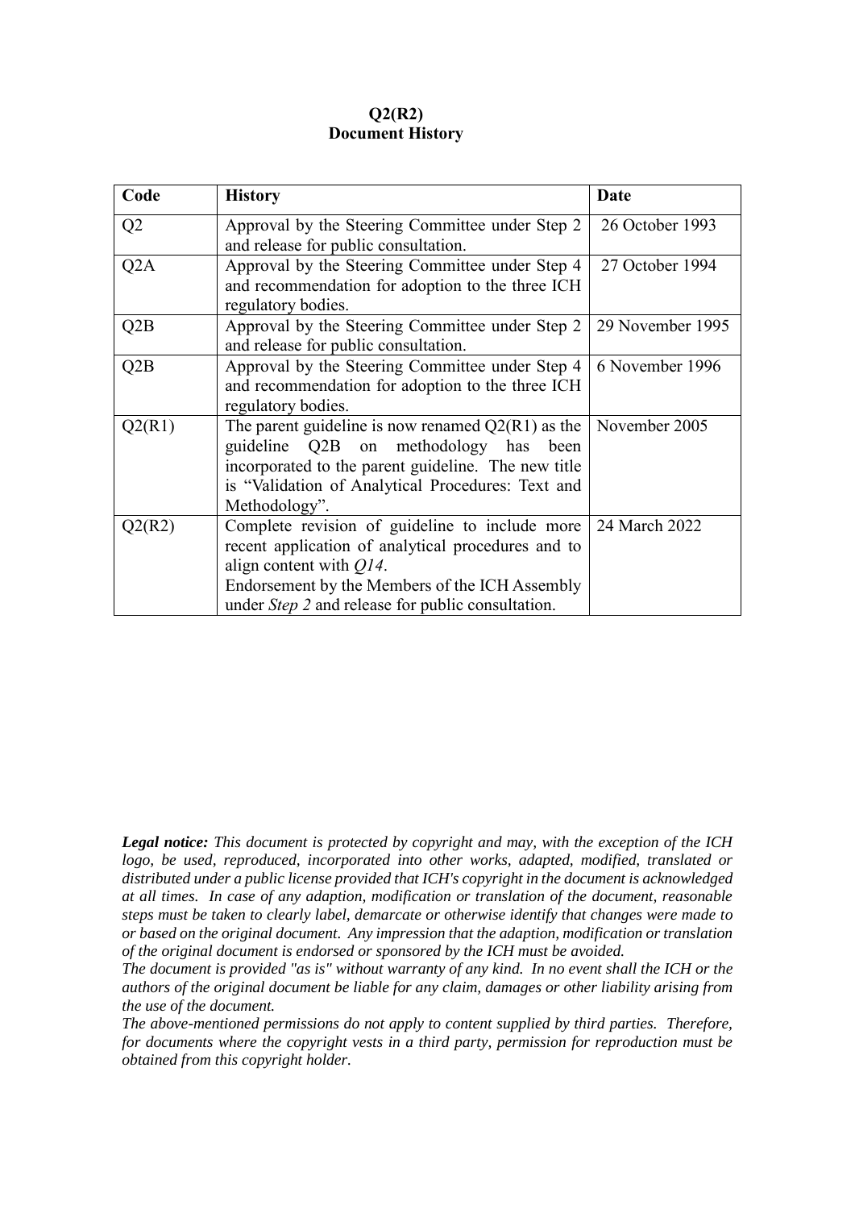**Q2(R2)**
**Document History**

| Code | History | Date |
|---|---|---|
| Q2 | Approval by the Steering Committee under Step 2 and release for public consultation. | 26 October 1993 |
| Q2A | Approval by the Steering Committee under Step 4 and recommendation for adoption to the three ICH regulatory bodies. | 27 October 1994 |
| Q2B | Approval by the Steering Committee under Step 2 and release for public consultation. | 29 November 1995 |
| Q2B | Approval by the Steering Committee under Step 4 and recommendation for adoption to the three ICH regulatory bodies. | 6 November 1996 |
| Q2(R1) | The parent guideline is now renamed Q2(R1) as the guideline Q2B on methodology has been incorporated to the parent guideline. The new title is "Validation of Analytical Procedures: Text and Methodology". | November 2005 |
| Q2(R2) | Complete revision of guideline to include more recent application of analytical procedures and to align content with *Q14*.<br>Endorsement by the Members of the ICH Assembly under *Step 2* and release for public consultation. | 24 March 2022 |

***Legal notice:*** *This document is protected by copyright and may, with the exception of the ICH logo, be used, reproduced, incorporated into other works, adapted, modified, translated or distributed under a public license provided that ICH's copyright in the document is acknowledged at all times. In case of any adaption, modification or translation of the document, reasonable steps must be taken to clearly label, demarcate or otherwise identify that changes were made to or based on the original document. Any impression that the adaption, modification or translation of the original document is endorsed or sponsored by the ICH must be avoided.*
*The document is provided "as is" without warranty of any kind. In no event shall the ICH or the authors of the original document be liable for any claim, damages or other liability arising from the use of the document.*
*The above-mentioned permissions do not apply to content supplied by third parties. Therefore, for documents where the copyright vests in a third party, permission for reproduction must be obtained from this copyright holder.*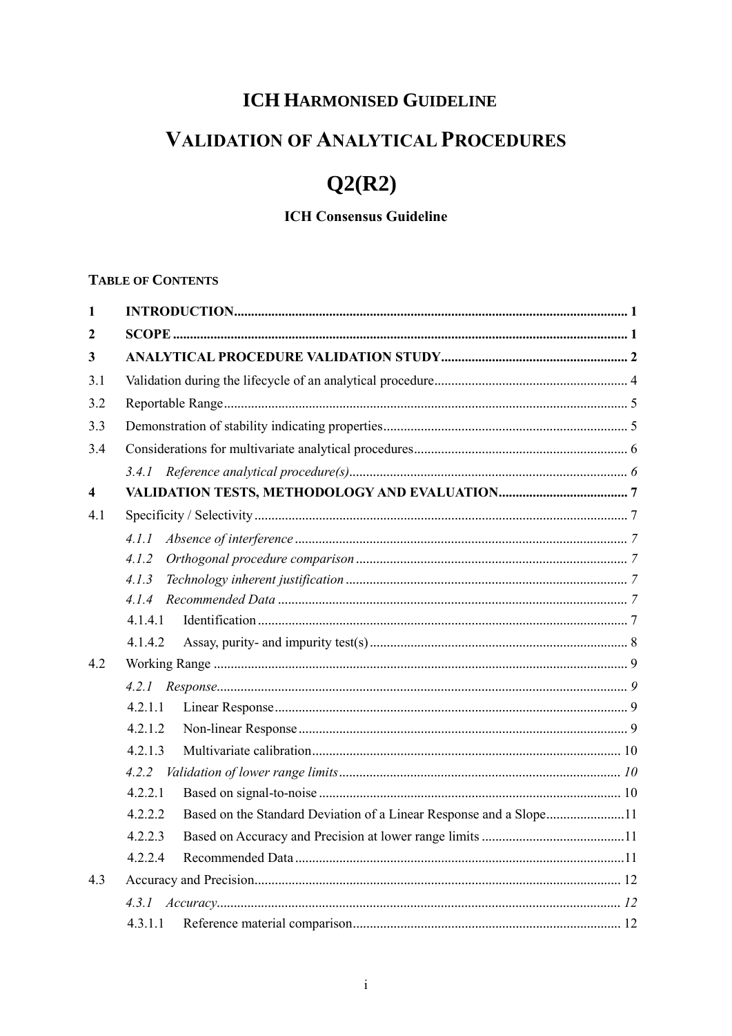# ICH HARMONISED GUIDELINE

# VALIDATION OF ANALYTICAL PROCEDURES

# Q2(R2)

**ICH Consensus Guideline**

**TABLE OF CONTENTS**

| | | |
|---|---|---|
| **1** | **INTRODUCTION** | **1** |
| **2** | **SCOPE** | **1** |
| **3** | **ANALYTICAL PROCEDURE VALIDATION STUDY** | **2** |
| 3.1 | Validation during the lifecycle of an analytical procedure | 4 |
| 3.2 | Reportable Range | 5 |
| 3.3 | Demonstration of stability indicating properties | 5 |
| 3.4 | Considerations for multivariate analytical procedures | 6 |
| | *3.4.1 Reference analytical procedure(s)* | *6* |
| **4** | **VALIDATION TESTS, METHODOLOGY AND EVALUATION** | **7** |
| 4.1 | Specificity / Selectivity | 7 |
| | *4.1.1 Absence of interference* | *7* |
| | *4.1.2 Orthogonal procedure comparison* | *7* |
| | *4.1.3 Technology inherent justification* | *7* |
| | *4.1.4 Recommended Data* | *7* |
| | 4.1.4.1 Identification | 7 |
| | 4.1.4.2 Assay, purity- and impurity test(s) | 8 |
| 4.2 | Working Range | 9 |
| | *4.2.1 Response* | *9* |
| | 4.2.1.1 Linear Response | 9 |
| | 4.2.1.2 Non-linear Response | 9 |
| | 4.2.1.3 Multivariate calibration | 10 |
| | *4.2.2 Validation of lower range limits* | *10* |
| | 4.2.2.1 Based on signal-to-noise | 10 |
| | 4.2.2.2 Based on the Standard Deviation of a Linear Response and a Slope | 11 |
| | 4.2.2.3 Based on Accuracy and Precision at lower range limits | 11 |
| | 4.2.2.4 Recommended Data | 11 |
| 4.3 | Accuracy and Precision | 12 |
| | *4.3.1 Accuracy* | *12* |
| | 4.3.1.1 Reference material comparison | 12 |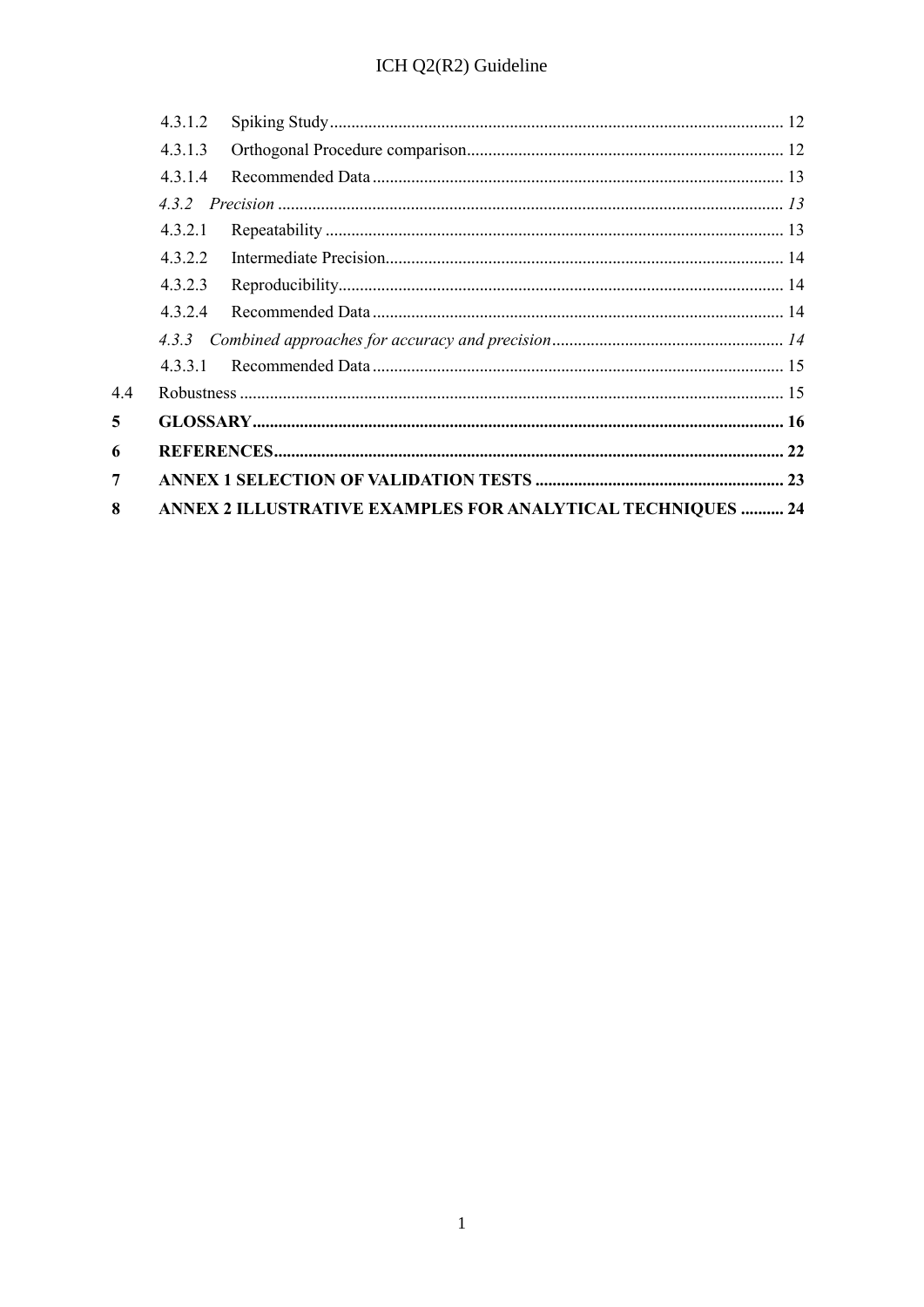4.3.1.2 Spiking Study ..................................................................................................... 12

4.3.1.3 Orthogonal Procedure comparison.......................................................................... 12

4.3.1.4 Recommended Data ................................................................................................ 13

*4.3.2 Precision* ...................................................................................................................... *13*

4.3.2.1 Repeatability ........................................................................................................... 13

4.3.2.2 Intermediate Precision............................................................................................. 14

4.3.2.3 Reproducibility........................................................................................................ 14

4.3.2.4 Recommended Data ................................................................................................ 14

*4.3.3 Combined approaches for accuracy and precision* ...................................................... *14*

4.3.3.1 Recommended Data ................................................................................................ 15

4.4 Robustness ............................................................................................................................... 15

**5 GLOSSARY............................................................................................................................ 16**

**6 REFERENCES....................................................................................................................... 22**

**7 ANNEX 1 SELECTION OF VALIDATION TESTS .......................................................... 23**

**8 ANNEX 2 ILLUSTRATIVE EXAMPLES FOR ANALYTICAL TECHNIQUES .......... 24**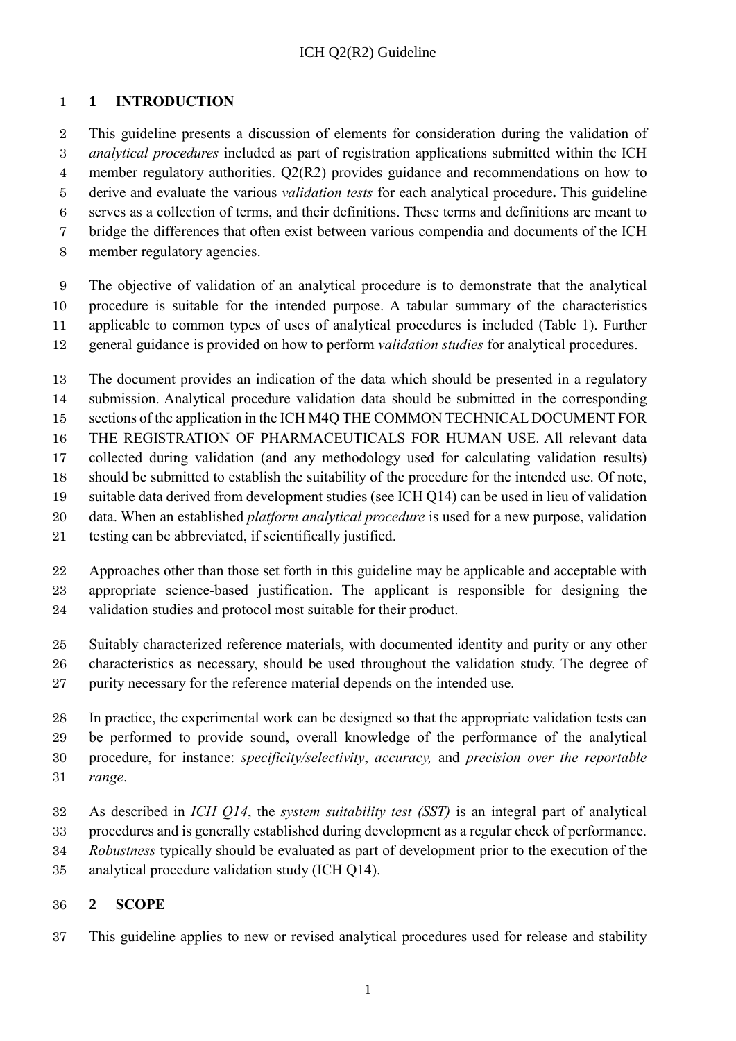# 1 INTRODUCTION

This guideline presents a discussion of elements for consideration during the validation of *analytical procedures* included as part of registration applications submitted within the ICH member regulatory authorities. Q2(R2) provides guidance and recommendations on how to derive and evaluate the various *validation tests* for each analytical procedure**.** This guideline serves as a collection of terms, and their definitions. These terms and definitions are meant to bridge the differences that often exist between various compendia and documents of the ICH member regulatory agencies.

The objective of validation of an analytical procedure is to demonstrate that the analytical procedure is suitable for the intended purpose. A tabular summary of the characteristics applicable to common types of uses of analytical procedures is included (Table 1). Further general guidance is provided on how to perform *validation studies* for analytical procedures.

The document provides an indication of the data which should be presented in a regulatory submission. Analytical procedure validation data should be submitted in the corresponding sections of the application in the ICH M4Q THE COMMON TECHNICAL DOCUMENT FOR THE REGISTRATION OF PHARMACEUTICALS FOR HUMAN USE. All relevant data collected during validation (and any methodology used for calculating validation results) should be submitted to establish the suitability of the procedure for the intended use. Of note, suitable data derived from development studies (see ICH Q14) can be used in lieu of validation data. When an established *platform analytical procedure* is used for a new purpose, validation testing can be abbreviated, if scientifically justified.

Approaches other than those set forth in this guideline may be applicable and acceptable with appropriate science-based justification. The applicant is responsible for designing the validation studies and protocol most suitable for their product.

Suitably characterized reference materials, with documented identity and purity or any other characteristics as necessary, should be used throughout the validation study. The degree of purity necessary for the reference material depends on the intended use.

In practice, the experimental work can be designed so that the appropriate validation tests can be performed to provide sound, overall knowledge of the performance of the analytical procedure, for instance: *specificity/selectivity*, *accuracy,* and *precision over the reportable range*.

As described in *ICH Q14*, the *system suitability test (SST)* is an integral part of analytical procedures and is generally established during development as a regular check of performance. *Robustness* typically should be evaluated as part of development prior to the execution of the analytical procedure validation study (ICH Q14).

# 2 SCOPE

This guideline applies to new or revised analytical procedures used for release and stability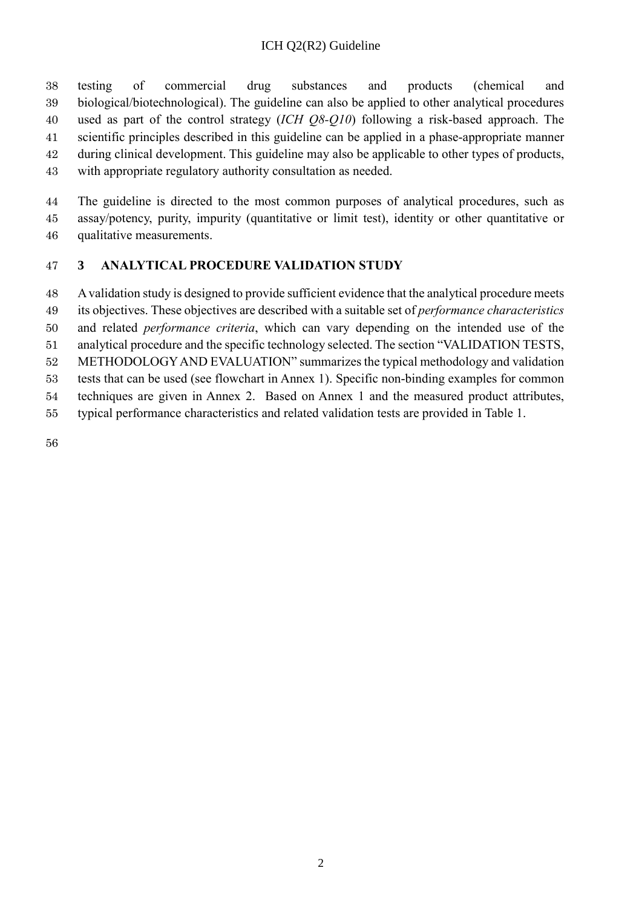testing of commercial drug substances and products (chemical and biological/biotechnological). The guideline can also be applied to other analytical procedures used as part of the control strategy (*ICH Q8-Q10*) following a risk-based approach. The scientific principles described in this guideline can be applied in a phase-appropriate manner during clinical development. This guideline may also be applicable to other types of products, with appropriate regulatory authority consultation as needed.

The guideline is directed to the most common purposes of analytical procedures, such as assay/potency, purity, impurity (quantitative or limit test), identity or other quantitative or qualitative measurements.

## 3 ANALYTICAL PROCEDURE VALIDATION STUDY

A validation study is designed to provide sufficient evidence that the analytical procedure meets its objectives. These objectives are described with a suitable set of *performance characteristics* and related *performance criteria*, which can vary depending on the intended use of the analytical procedure and the specific technology selected. The section "VALIDATION TESTS, METHODOLOGY AND EVALUATION" summarizes the typical methodology and validation tests that can be used (see flowchart in Annex 1). Specific non-binding examples for common techniques are given in Annex 2. Based on Annex 1 and the measured product attributes, typical performance characteristics and related validation tests are provided in Table 1.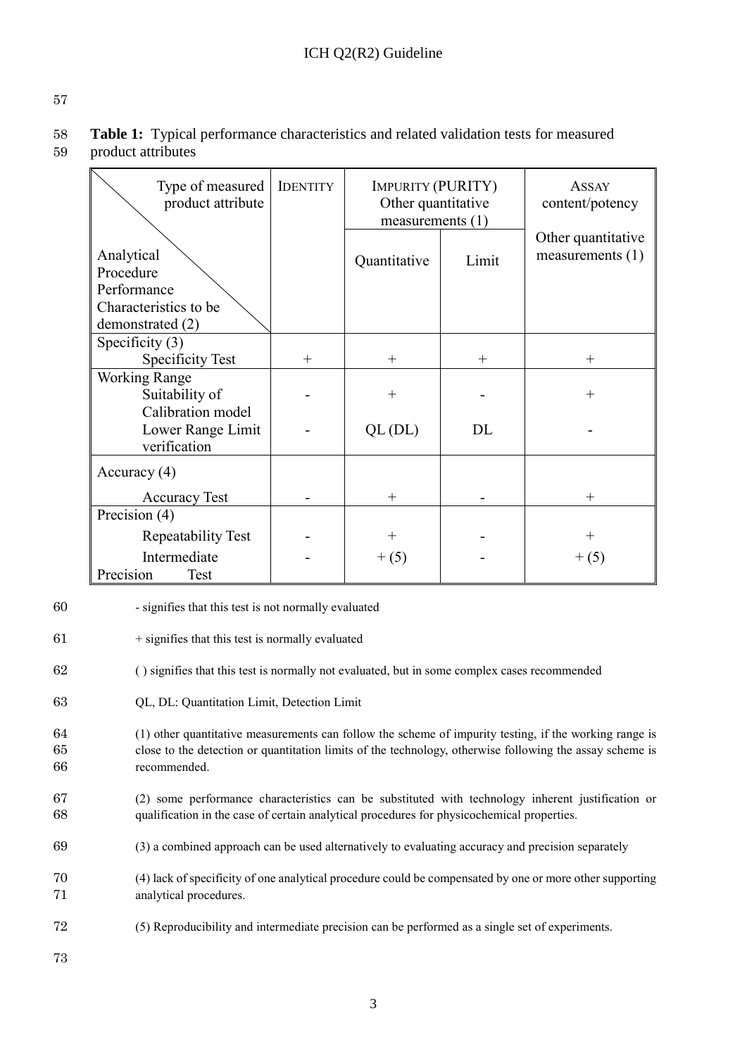**Table 1:** Typical performance characteristics and related validation tests for measured product attributes

| Type of measured product attribute / Analytical Procedure Performance Characteristics to be demonstrated (2) | IDENTITY | IMPURITY (PURITY) Other quantitative measurements (1) | | ASSAY content/potency Other quantitative measurements (1) |
|---|---|---|---|---|
| | | Quantitative | Limit | |
| **Specificity (3)** | | | | |
| Specificity Test | + | + | + | + |
| **Working Range** | | | | |
| Suitability of Calibration model | - | + | - | + |
| Lower Range Limit verification | - | QL (DL) | DL | - |
| **Accuracy (4)** | | | | |
| Accuracy Test | - | + | - | + |
| **Precision (4)** | | | | |
| Repeatability Test | - | + | - | + |
| Intermediate Precision Test | - | + (5) | - | + (5) |

- signifies that this test is not normally evaluated

\+ signifies that this test is normally evaluated

( ) signifies that this test is normally not evaluated, but in some complex cases recommended

QL, DL: Quantitation Limit, Detection Limit

(1) other quantitative measurements can follow the scheme of impurity testing, if the working range is close to the detection or quantitation limits of the technology, otherwise following the assay scheme is recommended.

(2) some performance characteristics can be substituted with technology inherent justification or qualification in the case of certain analytical procedures for physicochemical properties.

(3) a combined approach can be used alternatively to evaluating accuracy and precision separately

(4) lack of specificity of one analytical procedure could be compensated by one or more other supporting analytical procedures.

(5) Reproducibility and intermediate precision can be performed as a single set of experiments.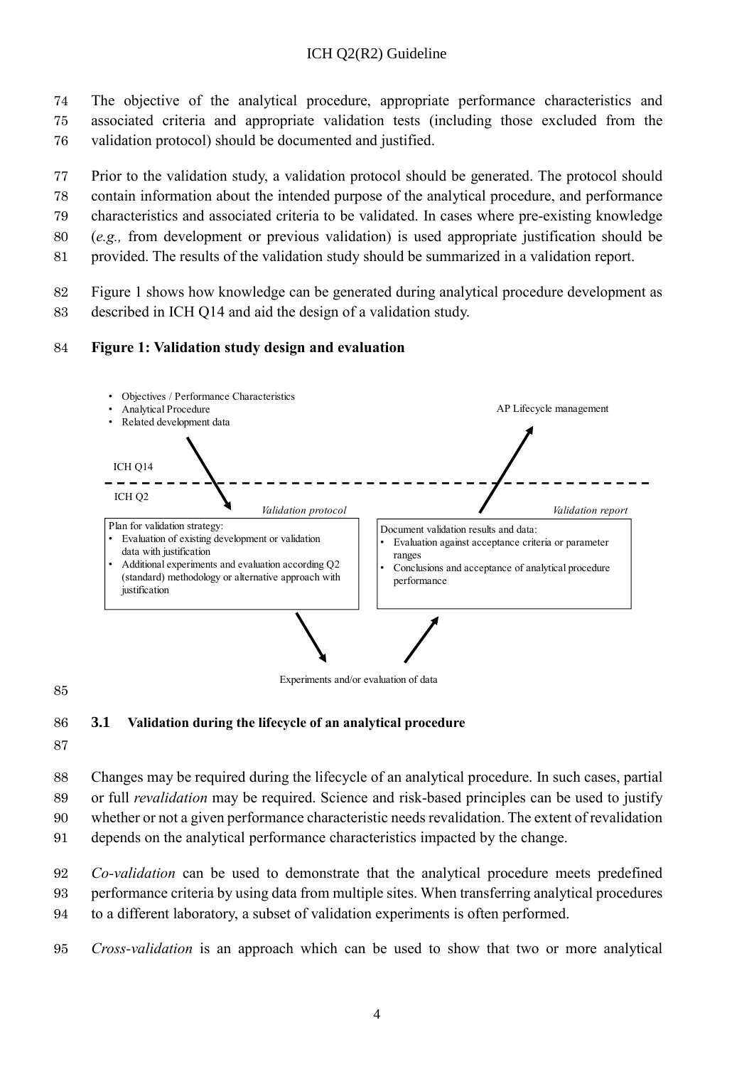The objective of the analytical procedure, appropriate performance characteristics and associated criteria and appropriate validation tests (including those excluded from the validation protocol) should be documented and justified.

Prior to the validation study, a validation protocol should be generated. The protocol should contain information about the intended purpose of the analytical procedure, and performance characteristics and associated criteria to be validated. In cases where pre-existing knowledge (*e.g.,* from development or previous validation) is used appropriate justification should be provided. The results of the validation study should be summarized in a validation report.

Figure 1 shows how knowledge can be generated during analytical procedure development as described in ICH Q14 and aid the design of a validation study.

**Figure 1: Validation study design and evaluation**

- Objectives / Performance Characteristics
- Analytical Procedure
- Related development data

AP Lifecycle management

ICH Q14

ICH Q2

*Validation protocol*

Plan for validation strategy:
- Evaluation of existing development or validation data with justification
- Additional experiments and evaluation according Q2 (standard) methodology or alternative approach with justification

*Validation report*

Document validation results and data:
- Evaluation against acceptance criteria or parameter ranges
- Conclusions and acceptance of analytical procedure performance

Experiments and/or evaluation of data

### 3.1 Validation during the lifecycle of an analytical procedure

Changes may be required during the lifecycle of an analytical procedure. In such cases, partial or full *revalidation* may be required. Science and risk-based principles can be used to justify whether or not a given performance characteristic needs revalidation. The extent of revalidation depends on the analytical performance characteristics impacted by the change.

*Co-validation* can be used to demonstrate that the analytical procedure meets predefined performance criteria by using data from multiple sites. When transferring analytical procedures to a different laboratory, a subset of validation experiments is often performed.

*Cross-validation* is an approach which can be used to show that two or more analytical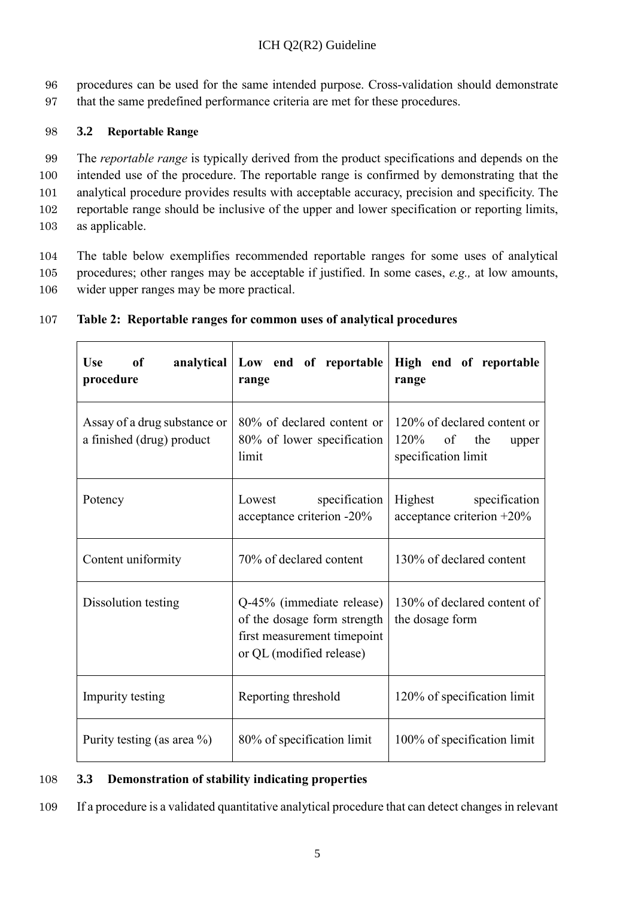procedures can be used for the same intended purpose. Cross-validation should demonstrate that the same predefined performance criteria are met for these procedures.

### 3.2 Reportable Range

The *reportable range* is typically derived from the product specifications and depends on the intended use of the procedure. The reportable range is confirmed by demonstrating that the analytical procedure provides results with acceptable accuracy, precision and specificity. The reportable range should be inclusive of the upper and lower specification or reporting limits, as applicable.

The table below exemplifies recommended reportable ranges for some uses of analytical procedures; other ranges may be acceptable if justified. In some cases, *e.g.,* at low amounts, wider upper ranges may be more practical.

**Table 2: Reportable ranges for common uses of analytical procedures**

| Use of analytical procedure | Low end of reportable range | High end of reportable range |
|---|---|---|
| Assay of a drug substance or a finished (drug) product | 80% of declared content or 80% of lower specification limit | 120% of declared content or 120% of the upper specification limit |
| Potency | Lowest specification acceptance criterion -20% | Highest specification acceptance criterion +20% |
| Content uniformity | 70% of declared content | 130% of declared content |
| Dissolution testing | Q-45% (immediate release) of the dosage form strength first measurement timepoint or QL (modified release) | 130% of declared content of the dosage form |
| Impurity testing | Reporting threshold | 120% of specification limit |
| Purity testing (as area %) | 80% of specification limit | 100% of specification limit |

### 3.3 Demonstration of stability indicating properties

If a procedure is a validated quantitative analytical procedure that can detect changes in relevant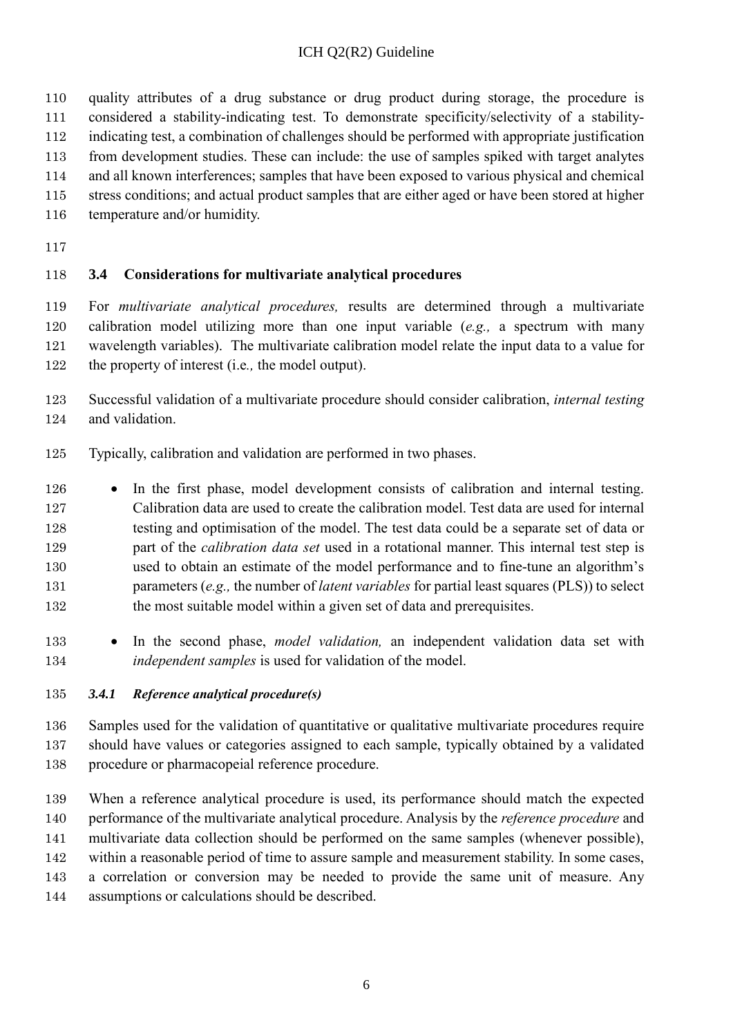quality attributes of a drug substance or drug product during storage, the procedure is considered a stability-indicating test. To demonstrate specificity/selectivity of a stability-indicating test, a combination of challenges should be performed with appropriate justification from development studies. These can include: the use of samples spiked with target analytes and all known interferences; samples that have been exposed to various physical and chemical stress conditions; and actual product samples that are either aged or have been stored at higher temperature and/or humidity.

## 3.4 Considerations for multivariate analytical procedures

For *multivariate analytical procedures,* results are determined through a multivariate calibration model utilizing more than one input variable (*e.g.,* a spectrum with many wavelength variables). The multivariate calibration model relate the input data to a value for the property of interest (i.e*.,* the model output).

Successful validation of a multivariate procedure should consider calibration, *internal testing* and validation.

Typically, calibration and validation are performed in two phases.

- In the first phase, model development consists of calibration and internal testing. Calibration data are used to create the calibration model. Test data are used for internal testing and optimisation of the model. The test data could be a separate set of data or part of the *calibration data set* used in a rotational manner. This internal test step is used to obtain an estimate of the model performance and to fine-tune an algorithm's parameters (*e.g.,* the number of *latent variables* for partial least squares (PLS)) to select the most suitable model within a given set of data and prerequisites.
- In the second phase, *model validation,* an independent validation data set with *independent samples* is used for validation of the model.

### *3.4.1 Reference analytical procedure(s)*

Samples used for the validation of quantitative or qualitative multivariate procedures require should have values or categories assigned to each sample, typically obtained by a validated procedure or pharmacopeial reference procedure.

When a reference analytical procedure is used, its performance should match the expected performance of the multivariate analytical procedure. Analysis by the *reference procedure* and multivariate data collection should be performed on the same samples (whenever possible), within a reasonable period of time to assure sample and measurement stability. In some cases, a correlation or conversion may be needed to provide the same unit of measure. Any assumptions or calculations should be described.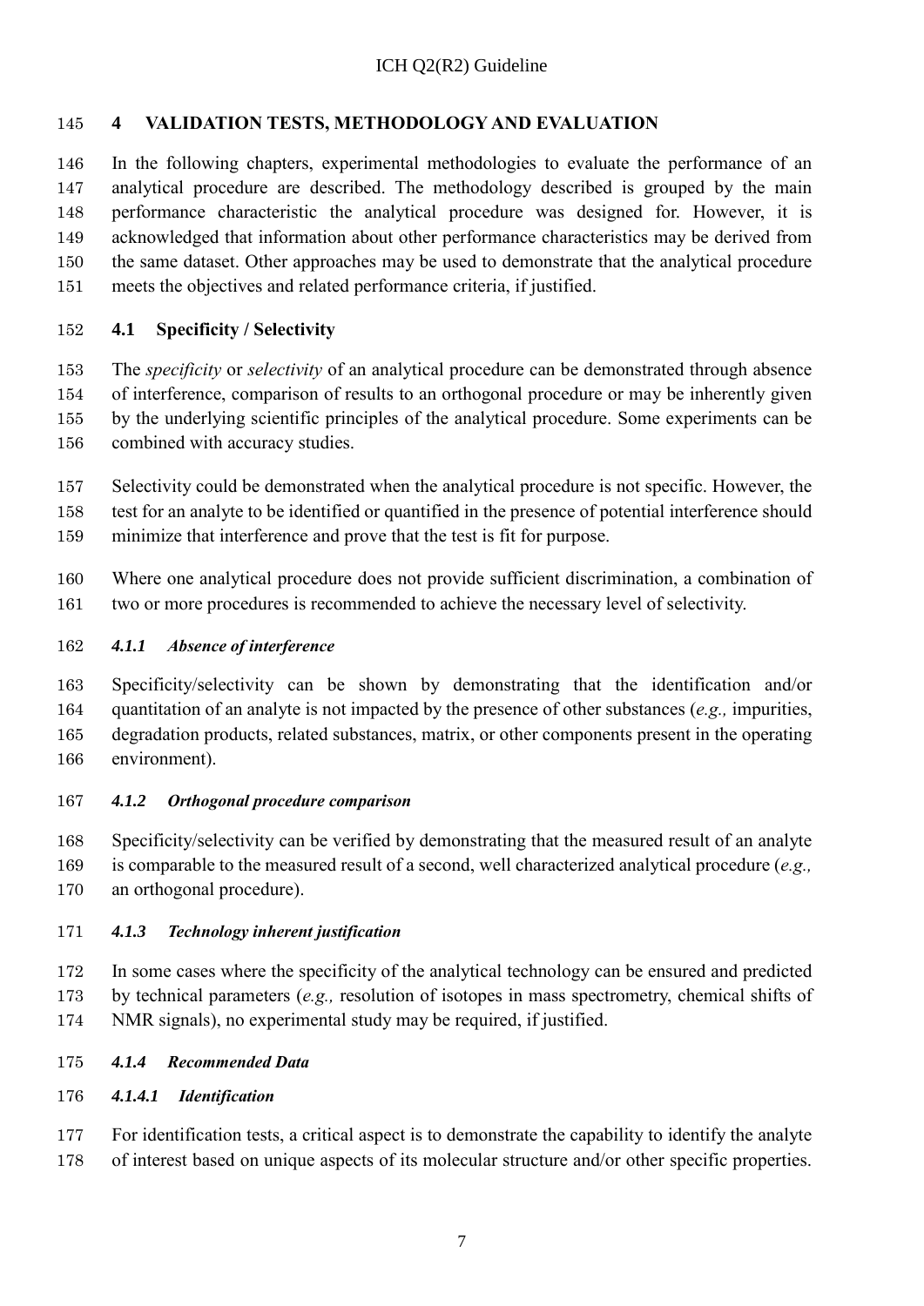# 4 VALIDATION TESTS, METHODOLOGY AND EVALUATION

In the following chapters, experimental methodologies to evaluate the performance of an analytical procedure are described. The methodology described is grouped by the main performance characteristic the analytical procedure was designed for. However, it is acknowledged that information about other performance characteristics may be derived from the same dataset. Other approaches may be used to demonstrate that the analytical procedure meets the objectives and related performance criteria, if justified.

## 4.1 Specificity / Selectivity

The *specificity* or *selectivity* of an analytical procedure can be demonstrated through absence of interference, comparison of results to an orthogonal procedure or may be inherently given by the underlying scientific principles of the analytical procedure. Some experiments can be combined with accuracy studies.

Selectivity could be demonstrated when the analytical procedure is not specific. However, the test for an analyte to be identified or quantified in the presence of potential interference should minimize that interference and prove that the test is fit for purpose.

Where one analytical procedure does not provide sufficient discrimination, a combination of two or more procedures is recommended to achieve the necessary level of selectivity.

### *4.1.1 Absence of interference*

Specificity/selectivity can be shown by demonstrating that the identification and/or quantitation of an analyte is not impacted by the presence of other substances (*e.g.,* impurities, degradation products, related substances, matrix, or other components present in the operating environment).

### *4.1.2 Orthogonal procedure comparison*

Specificity/selectivity can be verified by demonstrating that the measured result of an analyte is comparable to the measured result of a second, well characterized analytical procedure (*e.g.,* an orthogonal procedure).

### *4.1.3 Technology inherent justification*

In some cases where the specificity of the analytical technology can be ensured and predicted by technical parameters (*e.g.,* resolution of isotopes in mass spectrometry, chemical shifts of NMR signals), no experimental study may be required, if justified.

### *4.1.4 Recommended Data*

#### *4.1.4.1 Identification*

For identification tests, a critical aspect is to demonstrate the capability to identify the analyte of interest based on unique aspects of its molecular structure and/or other specific properties.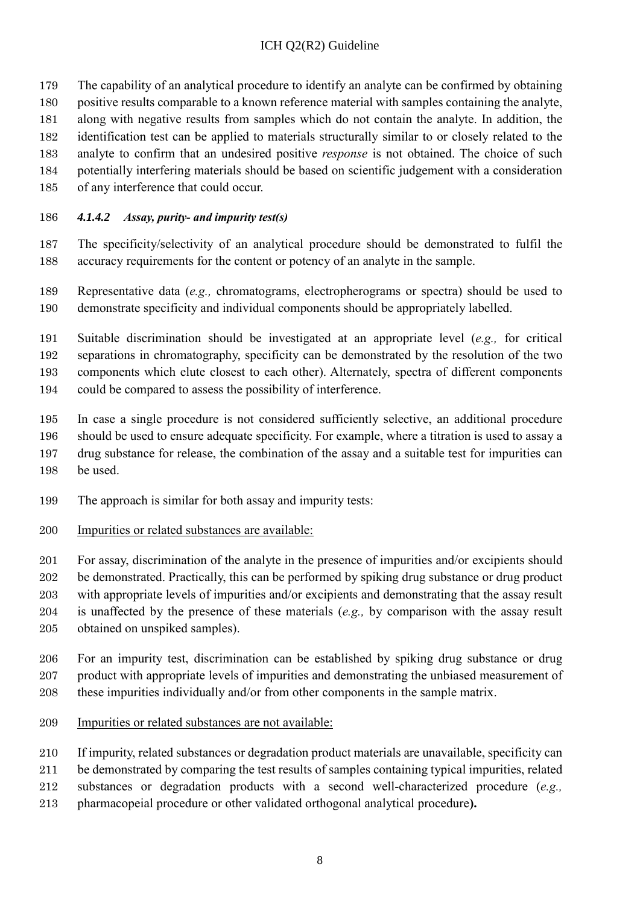The capability of an analytical procedure to identify an analyte can be confirmed by obtaining positive results comparable to a known reference material with samples containing the analyte, along with negative results from samples which do not contain the analyte. In addition, the identification test can be applied to materials structurally similar to or closely related to the analyte to confirm that an undesired positive *response* is not obtained. The choice of such potentially interfering materials should be based on scientific judgement with a consideration of any interference that could occur.

#### *4.1.4.2 Assay, purity- and impurity test(s)*

The specificity/selectivity of an analytical procedure should be demonstrated to fulfil the accuracy requirements for the content or potency of an analyte in the sample.

Representative data (*e.g.,* chromatograms, electropherograms or spectra) should be used to demonstrate specificity and individual components should be appropriately labelled.

Suitable discrimination should be investigated at an appropriate level (*e.g.,* for critical separations in chromatography, specificity can be demonstrated by the resolution of the two components which elute closest to each other). Alternately, spectra of different components could be compared to assess the possibility of interference.

In case a single procedure is not considered sufficiently selective, an additional procedure should be used to ensure adequate specificity. For example, where a titration is used to assay a drug substance for release, the combination of the assay and a suitable test for impurities can be used.

The approach is similar for both assay and impurity tests:

<u>Impurities or related substances are available:</u>

For assay, discrimination of the analyte in the presence of impurities and/or excipients should be demonstrated. Practically, this can be performed by spiking drug substance or drug product with appropriate levels of impurities and/or excipients and demonstrating that the assay result is unaffected by the presence of these materials (*e.g.,* by comparison with the assay result obtained on unspiked samples).

For an impurity test, discrimination can be established by spiking drug substance or drug product with appropriate levels of impurities and demonstrating the unbiased measurement of these impurities individually and/or from other components in the sample matrix.

<u>Impurities or related substances are not available:</u>

If impurity, related substances or degradation product materials are unavailable, specificity can be demonstrated by comparing the test results of samples containing typical impurities, related substances or degradation products with a second well-characterized procedure (*e.g.,* pharmacopeial procedure or other validated orthogonal analytical procedure**).**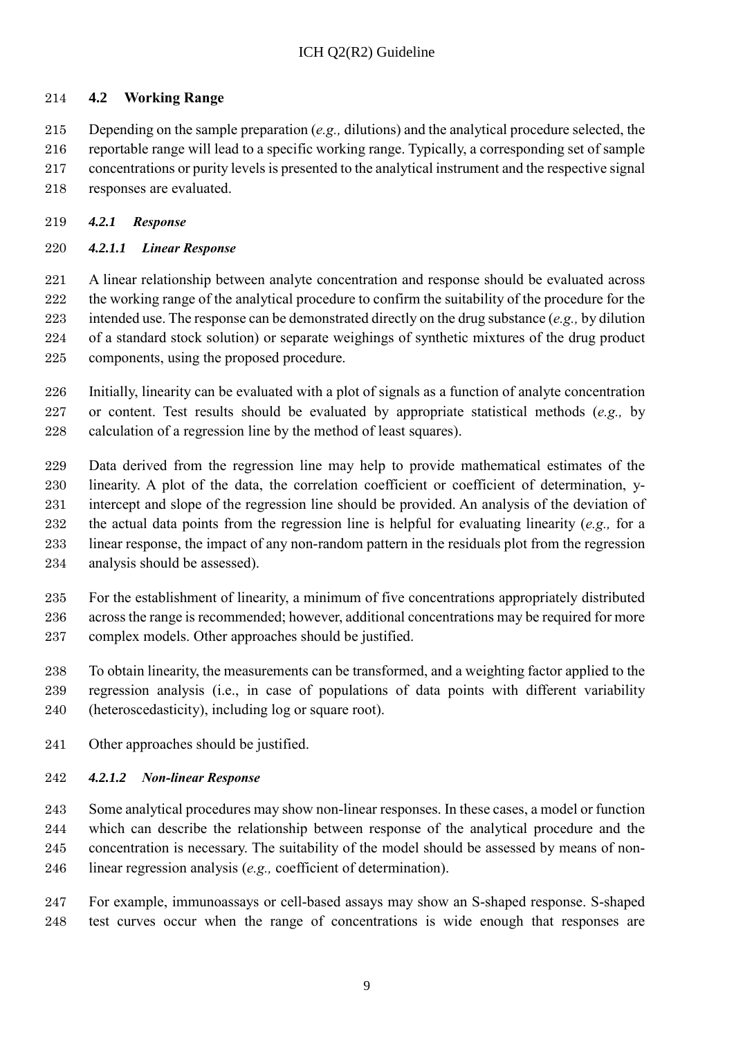## 4.2 Working Range

Depending on the sample preparation (*e.g.,* dilutions) and the analytical procedure selected, the reportable range will lead to a specific working range. Typically, a corresponding set of sample concentrations or purity levels is presented to the analytical instrument and the respective signal responses are evaluated.

### *4.2.1 Response*

#### *4.2.1.1 Linear Response*

A linear relationship between analyte concentration and response should be evaluated across the working range of the analytical procedure to confirm the suitability of the procedure for the intended use. The response can be demonstrated directly on the drug substance (*e.g.,* by dilution of a standard stock solution) or separate weighings of synthetic mixtures of the drug product components, using the proposed procedure.

Initially, linearity can be evaluated with a plot of signals as a function of analyte concentration or content. Test results should be evaluated by appropriate statistical methods (*e.g.,* by calculation of a regression line by the method of least squares).

Data derived from the regression line may help to provide mathematical estimates of the linearity. A plot of the data, the correlation coefficient or coefficient of determination, y-intercept and slope of the regression line should be provided. An analysis of the deviation of the actual data points from the regression line is helpful for evaluating linearity (*e.g.,* for a linear response, the impact of any non-random pattern in the residuals plot from the regression analysis should be assessed).

For the establishment of linearity, a minimum of five concentrations appropriately distributed across the range is recommended; however, additional concentrations may be required for more complex models. Other approaches should be justified.

To obtain linearity, the measurements can be transformed, and a weighting factor applied to the regression analysis (i.e., in case of populations of data points with different variability (heteroscedasticity), including log or square root).

Other approaches should be justified.

#### *4.2.1.2 Non-linear Response*

Some analytical procedures may show non-linear responses. In these cases, a model or function which can describe the relationship between response of the analytical procedure and the concentration is necessary. The suitability of the model should be assessed by means of non-linear regression analysis (*e.g.,* coefficient of determination).

For example, immunoassays or cell-based assays may show an S-shaped response. S-shaped test curves occur when the range of concentrations is wide enough that responses are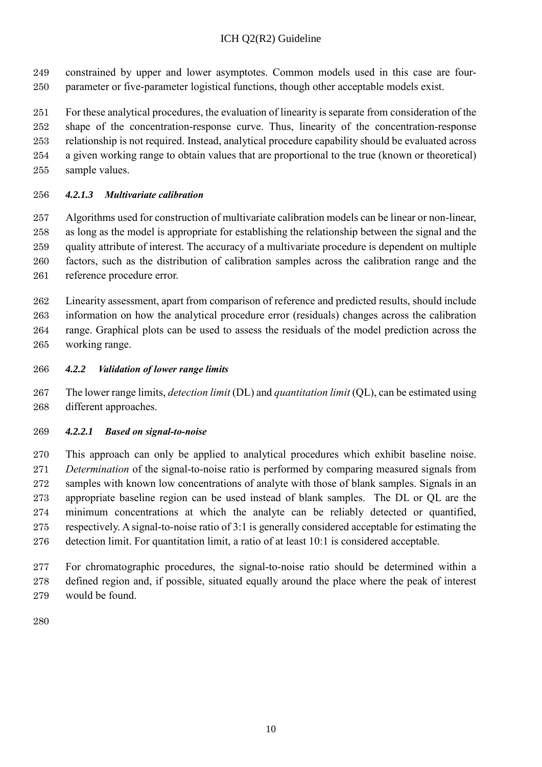constrained by upper and lower asymptotes. Common models used in this case are four-parameter or five-parameter logistical functions, though other acceptable models exist.

For these analytical procedures, the evaluation of linearity is separate from consideration of the shape of the concentration-response curve. Thus, linearity of the concentration-response relationship is not required. Instead, analytical procedure capability should be evaluated across a given working range to obtain values that are proportional to the true (known or theoretical) sample values.

#### *4.2.1.3 Multivariate calibration*

Algorithms used for construction of multivariate calibration models can be linear or non-linear, as long as the model is appropriate for establishing the relationship between the signal and the quality attribute of interest. The accuracy of a multivariate procedure is dependent on multiple factors, such as the distribution of calibration samples across the calibration range and the reference procedure error.

Linearity assessment, apart from comparison of reference and predicted results, should include information on how the analytical procedure error (residuals) changes across the calibration range. Graphical plots can be used to assess the residuals of the model prediction across the working range.

### *4.2.2 Validation of lower range limits*

The lower range limits, *detection limit* (DL) and *quantitation limit* (QL), can be estimated using different approaches.

#### *4.2.2.1 Based on signal-to-noise*

This approach can only be applied to analytical procedures which exhibit baseline noise. *Determination* of the signal-to-noise ratio is performed by comparing measured signals from samples with known low concentrations of analyte with those of blank samples. Signals in an appropriate baseline region can be used instead of blank samples. The DL or QL are the minimum concentrations at which the analyte can be reliably detected or quantified, respectively. A signal-to-noise ratio of 3:1 is generally considered acceptable for estimating the detection limit. For quantitation limit, a ratio of at least 10:1 is considered acceptable.

For chromatographic procedures, the signal-to-noise ratio should be determined within a defined region and, if possible, situated equally around the place where the peak of interest would be found.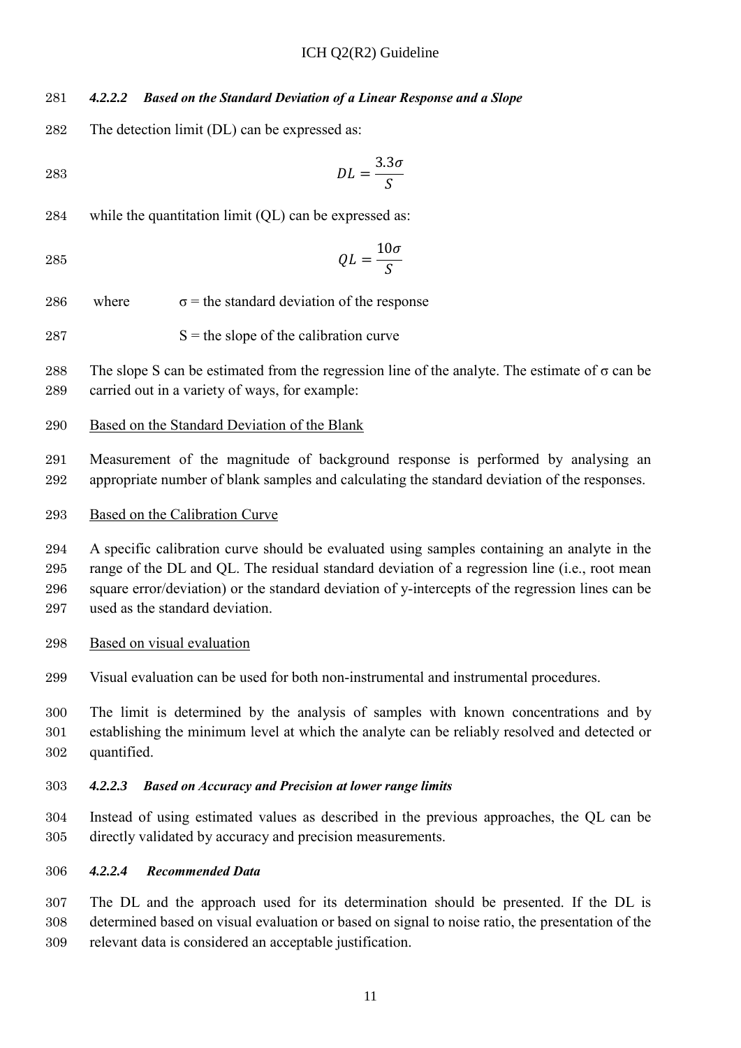#### *4.2.2.2 Based on the Standard Deviation of a Linear Response and a Slope*

The detection limit (DL) can be expressed as:

$$DL = \frac{3.3\sigma}{S}$$

while the quantitation limit (QL) can be expressed as:

$$QL = \frac{10\sigma}{S}$$

where $\sigma$ = the standard deviation of the response

$S$ = the slope of the calibration curve

The slope S can be estimated from the regression line of the analyte. The estimate of $\sigma$ can be carried out in a variety of ways, for example:

<u>Based on the Standard Deviation of the Blank</u>

Measurement of the magnitude of background response is performed by analysing an appropriate number of blank samples and calculating the standard deviation of the responses.

<u>Based on the Calibration Curve</u>

A specific calibration curve should be evaluated using samples containing an analyte in the range of the DL and QL. The residual standard deviation of a regression line (i.e., root mean square error/deviation) or the standard deviation of y-intercepts of the regression lines can be used as the standard deviation.

<u>Based on visual evaluation</u>

Visual evaluation can be used for both non-instrumental and instrumental procedures.

The limit is determined by the analysis of samples with known concentrations and by establishing the minimum level at which the analyte can be reliably resolved and detected or quantified.

#### *4.2.2.3 Based on Accuracy and Precision at lower range limits*

Instead of using estimated values as described in the previous approaches, the QL can be directly validated by accuracy and precision measurements.

#### *4.2.2.4 Recommended Data*

The DL and the approach used for its determination should be presented. If the DL is determined based on visual evaluation or based on signal to noise ratio, the presentation of the relevant data is considered an acceptable justification.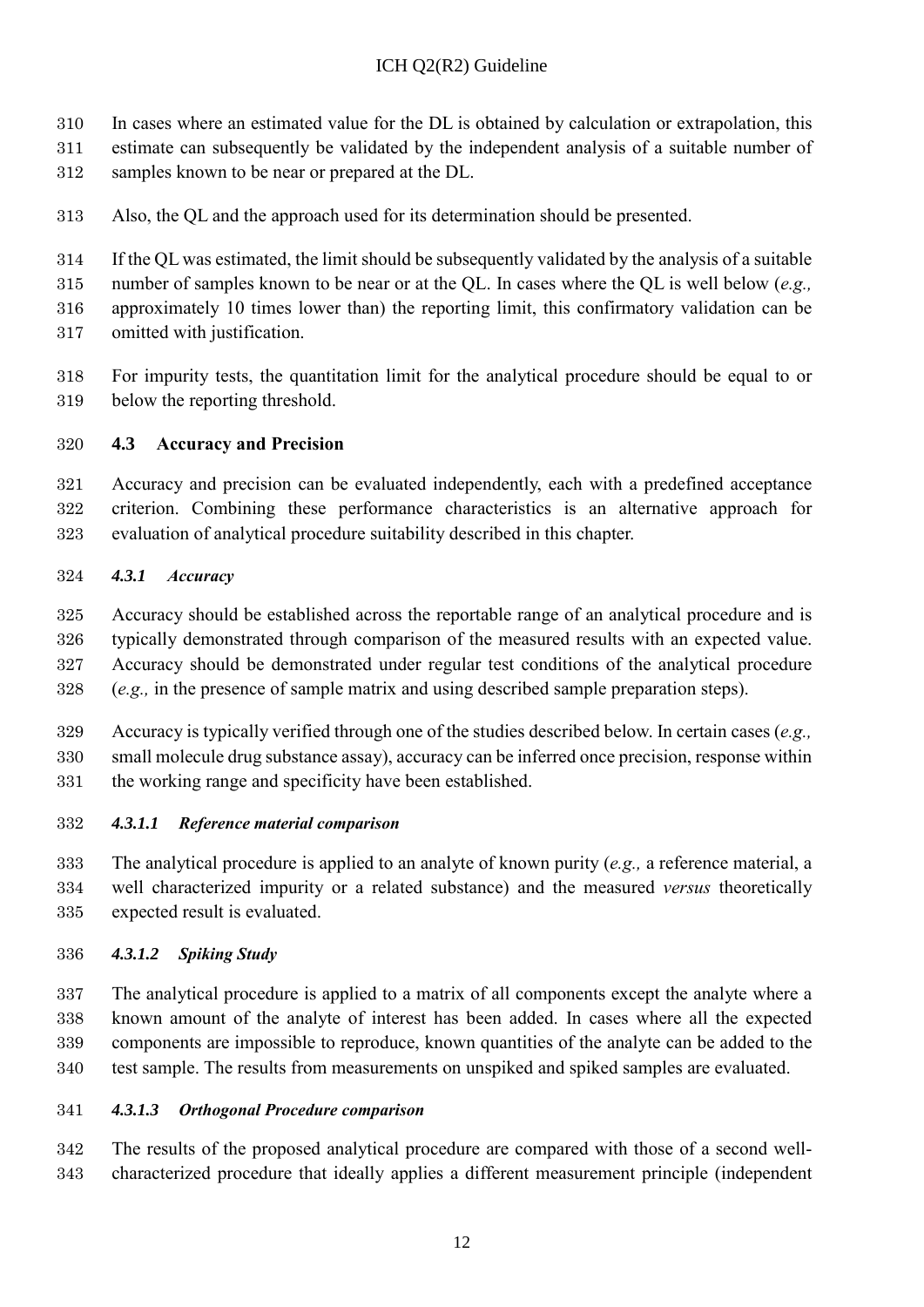In cases where an estimated value for the DL is obtained by calculation or extrapolation, this estimate can subsequently be validated by the independent analysis of a suitable number of samples known to be near or prepared at the DL.

Also, the QL and the approach used for its determination should be presented.

If the QL was estimated, the limit should be subsequently validated by the analysis of a suitable number of samples known to be near or at the QL. In cases where the QL is well below (*e.g.,* approximately 10 times lower than) the reporting limit, this confirmatory validation can be omitted with justification.

For impurity tests, the quantitation limit for the analytical procedure should be equal to or below the reporting threshold.

## 4.3 Accuracy and Precision

Accuracy and precision can be evaluated independently, each with a predefined acceptance criterion. Combining these performance characteristics is an alternative approach for evaluation of analytical procedure suitability described in this chapter.

### *4.3.1 Accuracy*

Accuracy should be established across the reportable range of an analytical procedure and is typically demonstrated through comparison of the measured results with an expected value. Accuracy should be demonstrated under regular test conditions of the analytical procedure (*e.g.,* in the presence of sample matrix and using described sample preparation steps).

Accuracy is typically verified through one of the studies described below. In certain cases (*e.g.,* small molecule drug substance assay), accuracy can be inferred once precision, response within the working range and specificity have been established.

#### *4.3.1.1 Reference material comparison*

The analytical procedure is applied to an analyte of known purity (*e.g.,* a reference material, a well characterized impurity or a related substance) and the measured *versus* theoretically expected result is evaluated.

#### *4.3.1.2 Spiking Study*

The analytical procedure is applied to a matrix of all components except the analyte where a known amount of the analyte of interest has been added. In cases where all the expected components are impossible to reproduce, known quantities of the analyte can be added to the test sample. The results from measurements on unspiked and spiked samples are evaluated.

#### *4.3.1.3 Orthogonal Procedure comparison*

The results of the proposed analytical procedure are compared with those of a second well-characterized procedure that ideally applies a different measurement principle (independent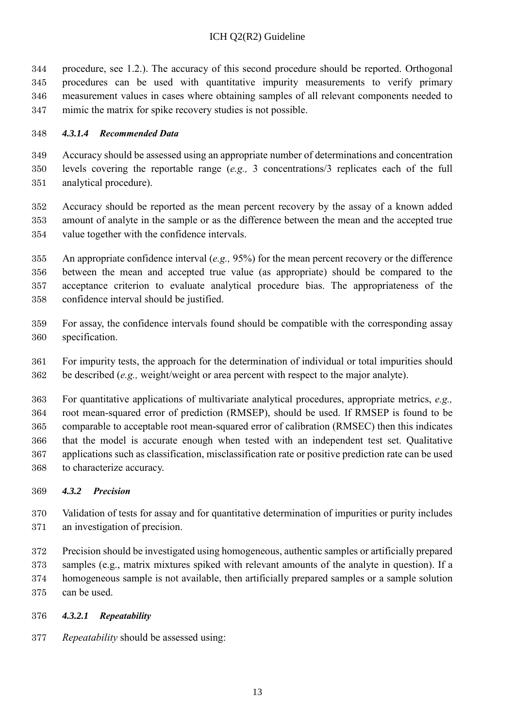procedure, see 1.2.). The accuracy of this second procedure should be reported. Orthogonal procedures can be used with quantitative impurity measurements to verify primary measurement values in cases where obtaining samples of all relevant components needed to mimic the matrix for spike recovery studies is not possible.

#### *4.3.1.4 Recommended Data*

Accuracy should be assessed using an appropriate number of determinations and concentration levels covering the reportable range (*e.g.,* 3 concentrations/3 replicates each of the full analytical procedure).

Accuracy should be reported as the mean percent recovery by the assay of a known added amount of analyte in the sample or as the difference between the mean and the accepted true value together with the confidence intervals.

An appropriate confidence interval (*e.g.,* 95%) for the mean percent recovery or the difference between the mean and accepted true value (as appropriate) should be compared to the acceptance criterion to evaluate analytical procedure bias. The appropriateness of the confidence interval should be justified.

For assay, the confidence intervals found should be compatible with the corresponding assay specification.

For impurity tests, the approach for the determination of individual or total impurities should be described (*e.g.,* weight/weight or area percent with respect to the major analyte).

For quantitative applications of multivariate analytical procedures, appropriate metrics, *e.g.,* root mean-squared error of prediction (RMSEP), should be used. If RMSEP is found to be comparable to acceptable root mean-squared error of calibration (RMSEC) then this indicates that the model is accurate enough when tested with an independent test set. Qualitative applications such as classification, misclassification rate or positive prediction rate can be used to characterize accuracy.

### *4.3.2 Precision*

Validation of tests for assay and for quantitative determination of impurities or purity includes an investigation of precision.

Precision should be investigated using homogeneous, authentic samples or artificially prepared samples (e.g., matrix mixtures spiked with relevant amounts of the analyte in question). If a homogeneous sample is not available, then artificially prepared samples or a sample solution can be used.

#### *4.3.2.1 Repeatability*

*Repeatability* should be assessed using: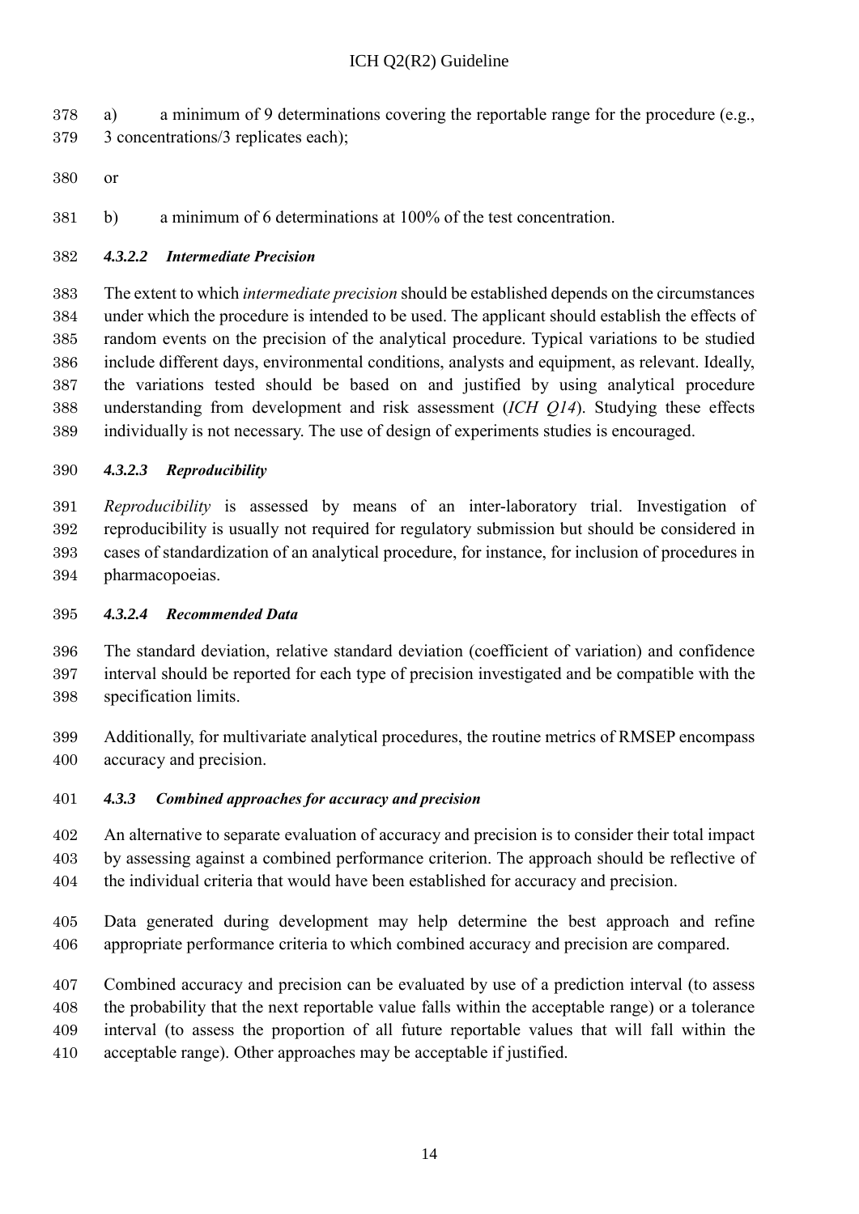a) a minimum of 9 determinations covering the reportable range for the procedure (e.g., 3 concentrations/3 replicates each);

or

b) a minimum of 6 determinations at 100% of the test concentration.

#### *4.3.2.2 Intermediate Precision*

The extent to which *intermediate precision* should be established depends on the circumstances under which the procedure is intended to be used. The applicant should establish the effects of random events on the precision of the analytical procedure. Typical variations to be studied include different days, environmental conditions, analysts and equipment, as relevant. Ideally, the variations tested should be based on and justified by using analytical procedure understanding from development and risk assessment (*ICH Q14*). Studying these effects individually is not necessary. The use of design of experiments studies is encouraged.

#### *4.3.2.3 Reproducibility*

*Reproducibility* is assessed by means of an inter-laboratory trial. Investigation of reproducibility is usually not required for regulatory submission but should be considered in cases of standardization of an analytical procedure, for instance, for inclusion of procedures in pharmacopoeias.

#### *4.3.2.4 Recommended Data*

The standard deviation, relative standard deviation (coefficient of variation) and confidence interval should be reported for each type of precision investigated and be compatible with the specification limits.

Additionally, for multivariate analytical procedures, the routine metrics of RMSEP encompass accuracy and precision.

### *4.3.3 Combined approaches for accuracy and precision*

An alternative to separate evaluation of accuracy and precision is to consider their total impact by assessing against a combined performance criterion. The approach should be reflective of the individual criteria that would have been established for accuracy and precision.

Data generated during development may help determine the best approach and refine appropriate performance criteria to which combined accuracy and precision are compared.

Combined accuracy and precision can be evaluated by use of a prediction interval (to assess the probability that the next reportable value falls within the acceptable range) or a tolerance interval (to assess the proportion of all future reportable values that will fall within the acceptable range). Other approaches may be acceptable if justified.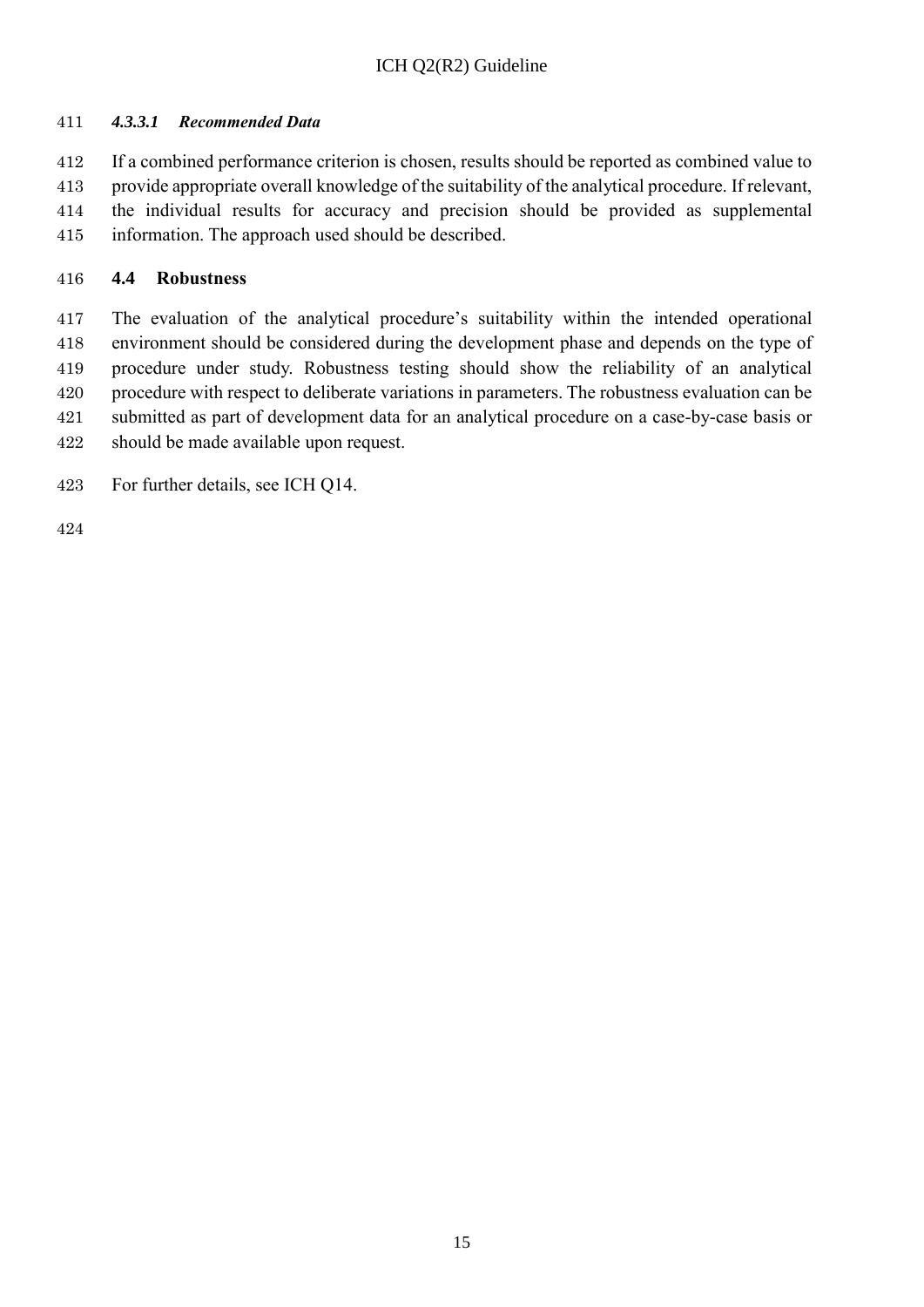#### *4.3.3.1 Recommended Data*

If a combined performance criterion is chosen, results should be reported as combined value to provide appropriate overall knowledge of the suitability of the analytical procedure. If relevant, the individual results for accuracy and precision should be provided as supplemental information. The approach used should be described.

## 4.4 Robustness

The evaluation of the analytical procedure's suitability within the intended operational environment should be considered during the development phase and depends on the type of procedure under study. Robustness testing should show the reliability of an analytical procedure with respect to deliberate variations in parameters. The robustness evaluation can be submitted as part of development data for an analytical procedure on a case-by-case basis or should be made available upon request.

For further details, see ICH Q14.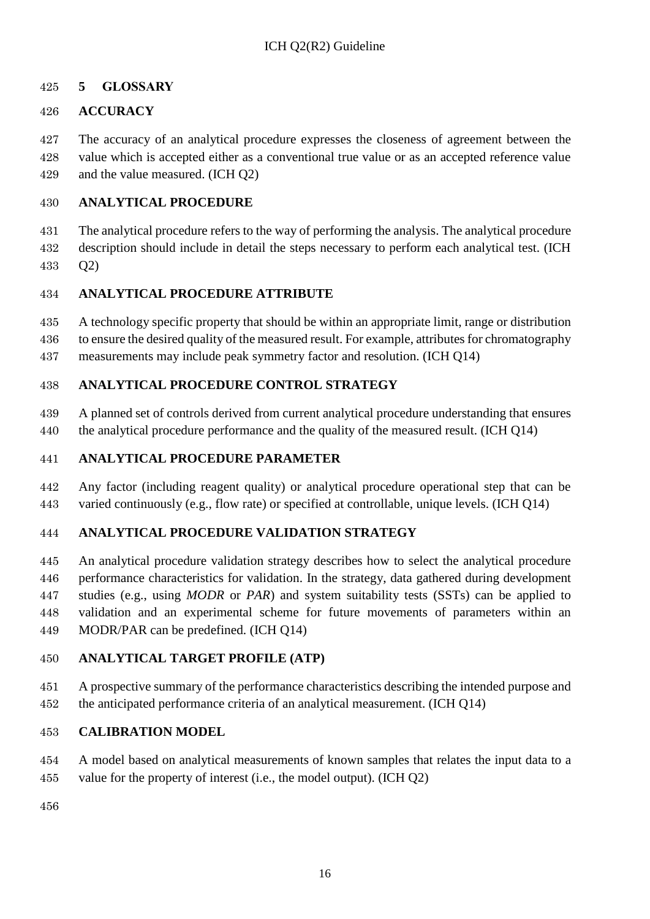# 5 GLOSSARY

### ACCURACY

The accuracy of an analytical procedure expresses the closeness of agreement between the value which is accepted either as a conventional true value or as an accepted reference value and the value measured. (ICH Q2)

### ANALYTICAL PROCEDURE

The analytical procedure refers to the way of performing the analysis. The analytical procedure description should include in detail the steps necessary to perform each analytical test. (ICH Q2)

### ANALYTICAL PROCEDURE ATTRIBUTE

A technology specific property that should be within an appropriate limit, range or distribution to ensure the desired quality of the measured result. For example, attributes for chromatography measurements may include peak symmetry factor and resolution. (ICH Q14)

### ANALYTICAL PROCEDURE CONTROL STRATEGY

A planned set of controls derived from current analytical procedure understanding that ensures the analytical procedure performance and the quality of the measured result. (ICH Q14)

### ANALYTICAL PROCEDURE PARAMETER

Any factor (including reagent quality) or analytical procedure operational step that can be varied continuously (e.g., flow rate) or specified at controllable, unique levels. (ICH Q14)

### ANALYTICAL PROCEDURE VALIDATION STRATEGY

An analytical procedure validation strategy describes how to select the analytical procedure performance characteristics for validation. In the strategy, data gathered during development studies (e.g., using *MODR* or *PAR*) and system suitability tests (SSTs) can be applied to validation and an experimental scheme for future movements of parameters within an MODR/PAR can be predefined. (ICH Q14)

### ANALYTICAL TARGET PROFILE (ATP)

A prospective summary of the performance characteristics describing the intended purpose and the anticipated performance criteria of an analytical measurement. (ICH Q14)

### CALIBRATION MODEL

A model based on analytical measurements of known samples that relates the input data to a value for the property of interest (i.e., the model output). (ICH Q2)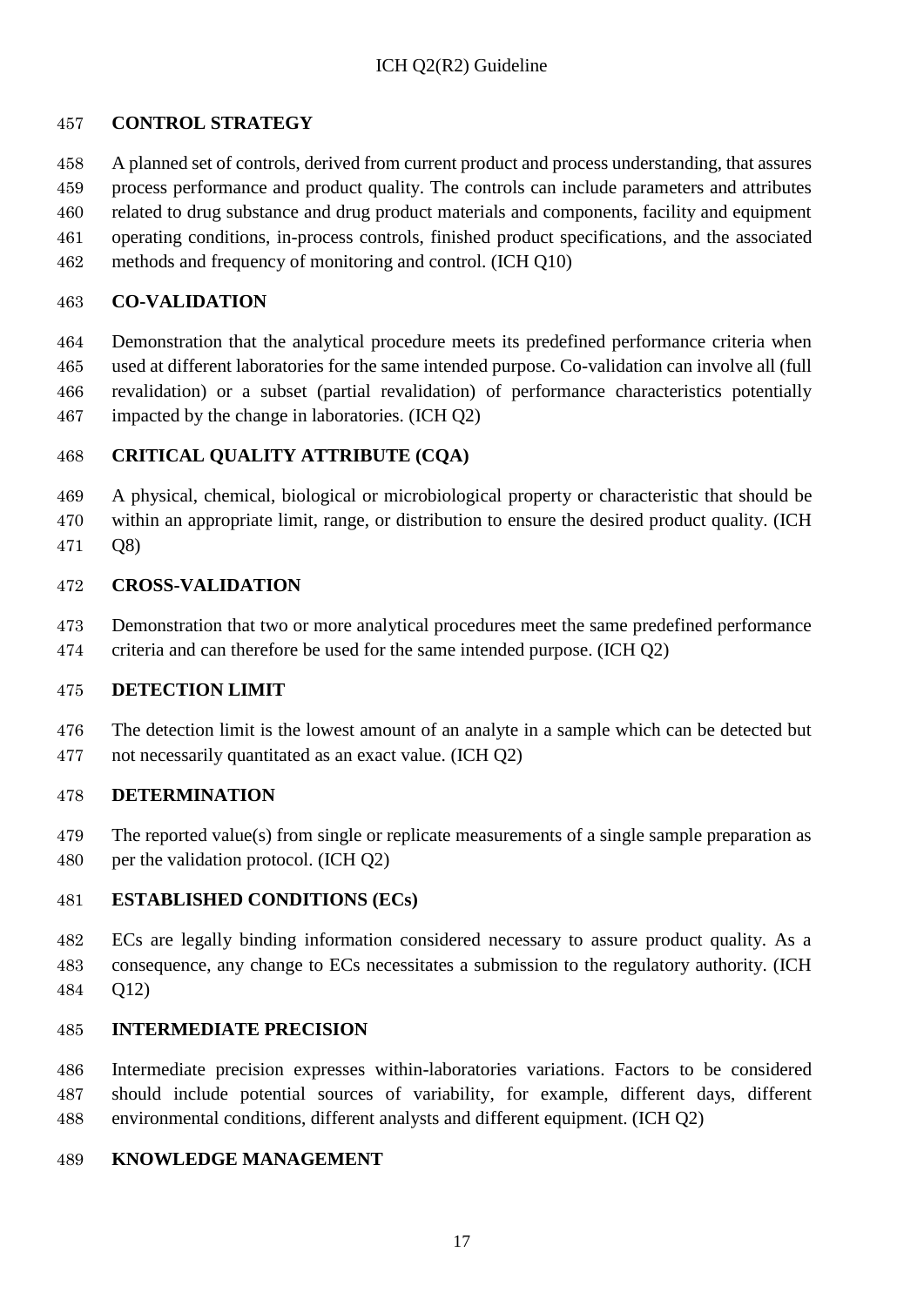**CONTROL STRATEGY**

A planned set of controls, derived from current product and process understanding, that assures process performance and product quality. The controls can include parameters and attributes related to drug substance and drug product materials and components, facility and equipment operating conditions, in-process controls, finished product specifications, and the associated methods and frequency of monitoring and control. (ICH Q10)

**CO-VALIDATION**

Demonstration that the analytical procedure meets its predefined performance criteria when used at different laboratories for the same intended purpose. Co-validation can involve all (full revalidation) or a subset (partial revalidation) of performance characteristics potentially impacted by the change in laboratories. (ICH Q2)

**CRITICAL QUALITY ATTRIBUTE (CQA)**

A physical, chemical, biological or microbiological property or characteristic that should be within an appropriate limit, range, or distribution to ensure the desired product quality. (ICH Q8)

**CROSS-VALIDATION**

Demonstration that two or more analytical procedures meet the same predefined performance criteria and can therefore be used for the same intended purpose. (ICH Q2)

**DETECTION LIMIT**

The detection limit is the lowest amount of an analyte in a sample which can be detected but not necessarily quantitated as an exact value. (ICH Q2)

**DETERMINATION**

The reported value(s) from single or replicate measurements of a single sample preparation as per the validation protocol. (ICH Q2)

**ESTABLISHED CONDITIONS (ECs)**

ECs are legally binding information considered necessary to assure product quality. As a consequence, any change to ECs necessitates a submission to the regulatory authority. (ICH Q12)

**INTERMEDIATE PRECISION**

Intermediate precision expresses within-laboratories variations. Factors to be considered should include potential sources of variability, for example, different days, different environmental conditions, different analysts and different equipment. (ICH Q2)

**KNOWLEDGE MANAGEMENT**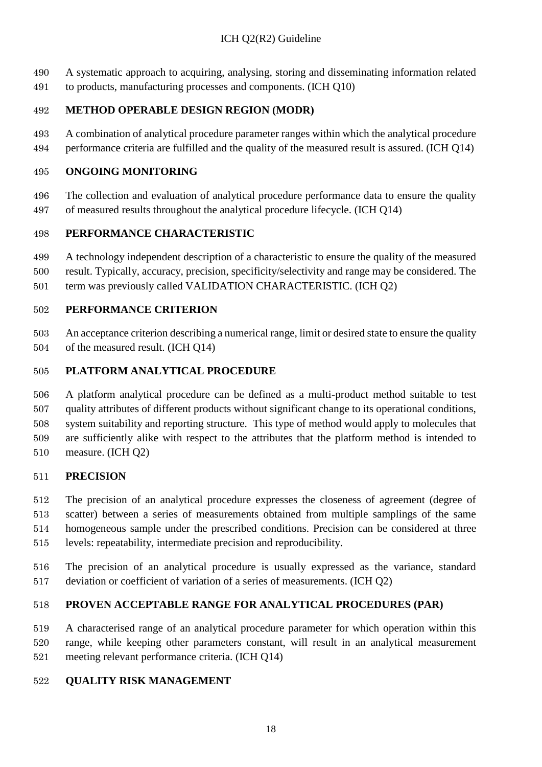A systematic approach to acquiring, analysing, storing and disseminating information related to products, manufacturing processes and components. (ICH Q10)

**METHOD OPERABLE DESIGN REGION (MODR)**

A combination of analytical procedure parameter ranges within which the analytical procedure performance criteria are fulfilled and the quality of the measured result is assured. (ICH Q14)

**ONGOING MONITORING**

The collection and evaluation of analytical procedure performance data to ensure the quality of measured results throughout the analytical procedure lifecycle. (ICH Q14)

**PERFORMANCE CHARACTERISTIC**

A technology independent description of a characteristic to ensure the quality of the measured result. Typically, accuracy, precision, specificity/selectivity and range may be considered. The term was previously called VALIDATION CHARACTERISTIC. (ICH Q2)

**PERFORMANCE CRITERION**

An acceptance criterion describing a numerical range, limit or desired state to ensure the quality of the measured result. (ICH Q14)

**PLATFORM ANALYTICAL PROCEDURE**

A platform analytical procedure can be defined as a multi-product method suitable to test quality attributes of different products without significant change to its operational conditions, system suitability and reporting structure. This type of method would apply to molecules that are sufficiently alike with respect to the attributes that the platform method is intended to measure. (ICH Q2)

**PRECISION**

The precision of an analytical procedure expresses the closeness of agreement (degree of scatter) between a series of measurements obtained from multiple samplings of the same homogeneous sample under the prescribed conditions. Precision can be considered at three levels: repeatability, intermediate precision and reproducibility.

The precision of an analytical procedure is usually expressed as the variance, standard deviation or coefficient of variation of a series of measurements. (ICH Q2)

**PROVEN ACCEPTABLE RANGE FOR ANALYTICAL PROCEDURES (PAR)**

A characterised range of an analytical procedure parameter for which operation within this range, while keeping other parameters constant, will result in an analytical measurement meeting relevant performance criteria. (ICH Q14)

**QUALITY RISK MANAGEMENT**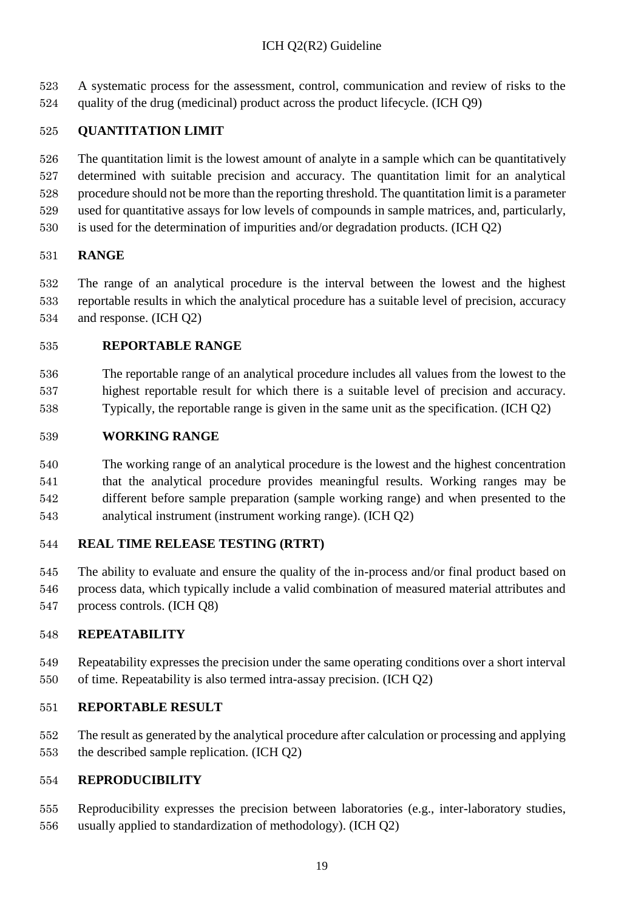A systematic process for the assessment, control, communication and review of risks to the quality of the drug (medicinal) product across the product lifecycle. (ICH Q9)

**QUANTITATION LIMIT**

The quantitation limit is the lowest amount of analyte in a sample which can be quantitatively determined with suitable precision and accuracy. The quantitation limit for an analytical procedure should not be more than the reporting threshold. The quantitation limit is a parameter used for quantitative assays for low levels of compounds in sample matrices, and, particularly, is used for the determination of impurities and/or degradation products. (ICH Q2)

**RANGE**

The range of an analytical procedure is the interval between the lowest and the highest reportable results in which the analytical procedure has a suitable level of precision, accuracy and response. (ICH Q2)

**REPORTABLE RANGE**

The reportable range of an analytical procedure includes all values from the lowest to the highest reportable result for which there is a suitable level of precision and accuracy. Typically, the reportable range is given in the same unit as the specification. (ICH Q2)

**WORKING RANGE**

The working range of an analytical procedure is the lowest and the highest concentration that the analytical procedure provides meaningful results. Working ranges may be different before sample preparation (sample working range) and when presented to the analytical instrument (instrument working range). (ICH Q2)

**REAL TIME RELEASE TESTING (RTRT)**

The ability to evaluate and ensure the quality of the in-process and/or final product based on process data, which typically include a valid combination of measured material attributes and process controls. (ICH Q8)

**REPEATABILITY**

Repeatability expresses the precision under the same operating conditions over a short interval of time. Repeatability is also termed intra-assay precision. (ICH Q2)

**REPORTABLE RESULT**

The result as generated by the analytical procedure after calculation or processing and applying the described sample replication. (ICH Q2)

**REPRODUCIBILITY**

Reproducibility expresses the precision between laboratories (e.g., inter-laboratory studies, usually applied to standardization of methodology). (ICH Q2)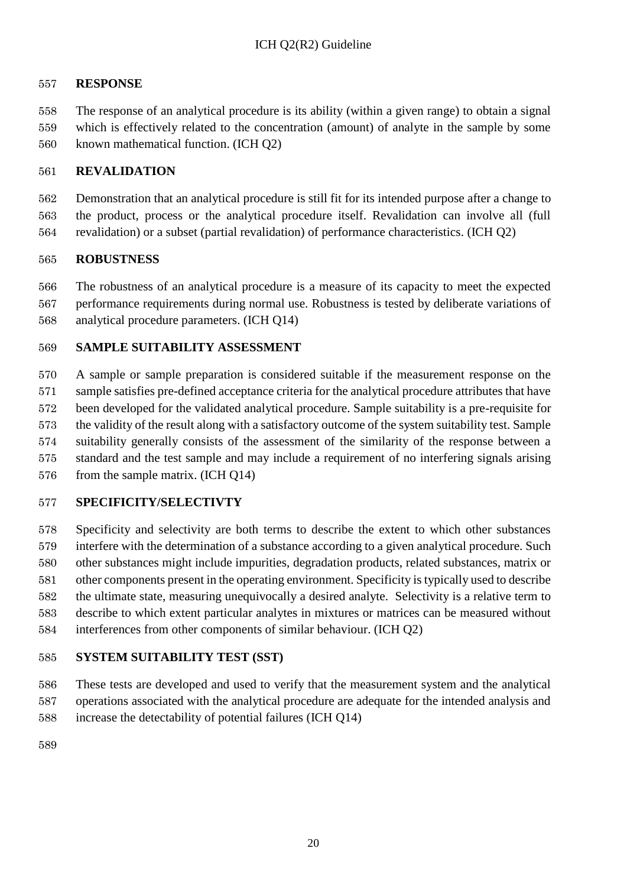**RESPONSE**

The response of an analytical procedure is its ability (within a given range) to obtain a signal which is effectively related to the concentration (amount) of analyte in the sample by some known mathematical function. (ICH Q2)

**REVALIDATION**

Demonstration that an analytical procedure is still fit for its intended purpose after a change to the product, process or the analytical procedure itself. Revalidation can involve all (full revalidation) or a subset (partial revalidation) of performance characteristics. (ICH Q2)

**ROBUSTNESS**

The robustness of an analytical procedure is a measure of its capacity to meet the expected performance requirements during normal use. Robustness is tested by deliberate variations of analytical procedure parameters. (ICH Q14)

**SAMPLE SUITABILITY ASSESSMENT**

A sample or sample preparation is considered suitable if the measurement response on the sample satisfies pre-defined acceptance criteria for the analytical procedure attributes that have been developed for the validated analytical procedure. Sample suitability is a pre-requisite for the validity of the result along with a satisfactory outcome of the system suitability test. Sample suitability generally consists of the assessment of the similarity of the response between a standard and the test sample and may include a requirement of no interfering signals arising from the sample matrix. (ICH Q14)

**SPECIFICITY/SELECTIVTY**

Specificity and selectivity are both terms to describe the extent to which other substances interfere with the determination of a substance according to a given analytical procedure. Such other substances might include impurities, degradation products, related substances, matrix or other components present in the operating environment. Specificity is typically used to describe the ultimate state, measuring unequivocally a desired analyte. Selectivity is a relative term to describe to which extent particular analytes in mixtures or matrices can be measured without interferences from other components of similar behaviour. (ICH Q2)

**SYSTEM SUITABILITY TEST (SST)**

These tests are developed and used to verify that the measurement system and the analytical operations associated with the analytical procedure are adequate for the intended analysis and increase the detectability of potential failures (ICH Q14)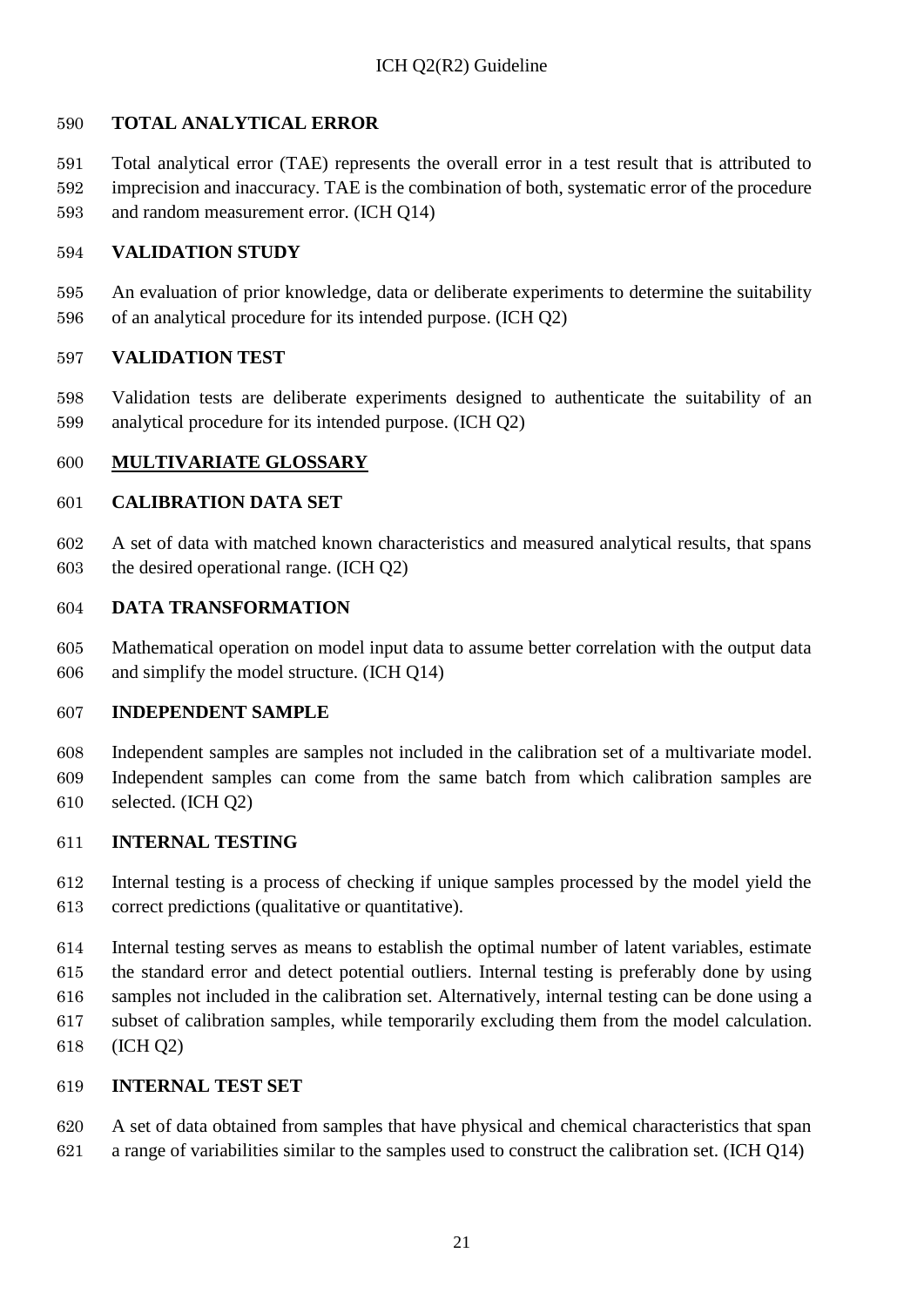**TOTAL ANALYTICAL ERROR**

Total analytical error (TAE) represents the overall error in a test result that is attributed to imprecision and inaccuracy. TAE is the combination of both, systematic error of the procedure and random measurement error. (ICH Q14)

**VALIDATION STUDY**

An evaluation of prior knowledge, data or deliberate experiments to determine the suitability of an analytical procedure for its intended purpose. (ICH Q2)

**VALIDATION TEST**

Validation tests are deliberate experiments designed to authenticate the suitability of an analytical procedure for its intended purpose. (ICH Q2)

## MULTIVARIATE GLOSSARY

**CALIBRATION DATA SET**

A set of data with matched known characteristics and measured analytical results, that spans the desired operational range. (ICH Q2)

**DATA TRANSFORMATION**

Mathematical operation on model input data to assume better correlation with the output data and simplify the model structure. (ICH Q14)

**INDEPENDENT SAMPLE**

Independent samples are samples not included in the calibration set of a multivariate model. Independent samples can come from the same batch from which calibration samples are selected. (ICH Q2)

**INTERNAL TESTING**

Internal testing is a process of checking if unique samples processed by the model yield the correct predictions (qualitative or quantitative).

Internal testing serves as means to establish the optimal number of latent variables, estimate the standard error and detect potential outliers. Internal testing is preferably done by using samples not included in the calibration set. Alternatively, internal testing can be done using a subset of calibration samples, while temporarily excluding them from the model calculation. (ICH Q2)

**INTERNAL TEST SET**

A set of data obtained from samples that have physical and chemical characteristics that span a range of variabilities similar to the samples used to construct the calibration set. (ICH Q14)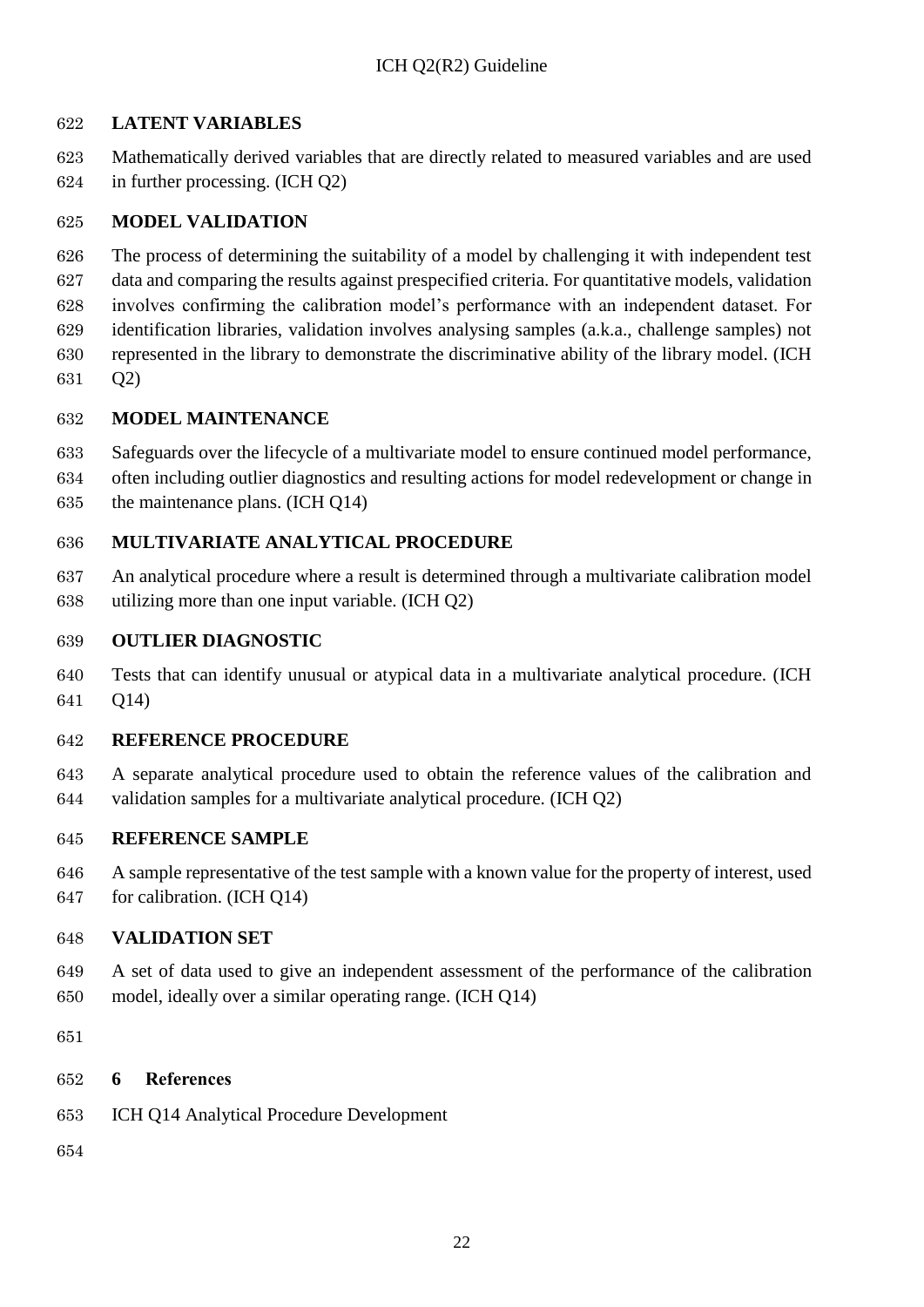**LATENT VARIABLES**

Mathematically derived variables that are directly related to measured variables and are used in further processing. (ICH Q2)

**MODEL VALIDATION**

The process of determining the suitability of a model by challenging it with independent test data and comparing the results against prespecified criteria. For quantitative models, validation involves confirming the calibration model's performance with an independent dataset. For identification libraries, validation involves analysing samples (a.k.a., challenge samples) not represented in the library to demonstrate the discriminative ability of the library model. (ICH Q2)

**MODEL MAINTENANCE**

Safeguards over the lifecycle of a multivariate model to ensure continued model performance, often including outlier diagnostics and resulting actions for model redevelopment or change in the maintenance plans. (ICH Q14)

**MULTIVARIATE ANALYTICAL PROCEDURE**

An analytical procedure where a result is determined through a multivariate calibration model utilizing more than one input variable. (ICH Q2)

**OUTLIER DIAGNOSTIC**

Tests that can identify unusual or atypical data in a multivariate analytical procedure. (ICH Q14)

**REFERENCE PROCEDURE**

A separate analytical procedure used to obtain the reference values of the calibration and validation samples for a multivariate analytical procedure. (ICH Q2)

**REFERENCE SAMPLE**

A sample representative of the test sample with a known value for the property of interest, used for calibration. (ICH Q14)

**VALIDATION SET**

A set of data used to give an independent assessment of the performance of the calibration model, ideally over a similar operating range. (ICH Q14)

# 6 References

ICH Q14 Analytical Procedure Development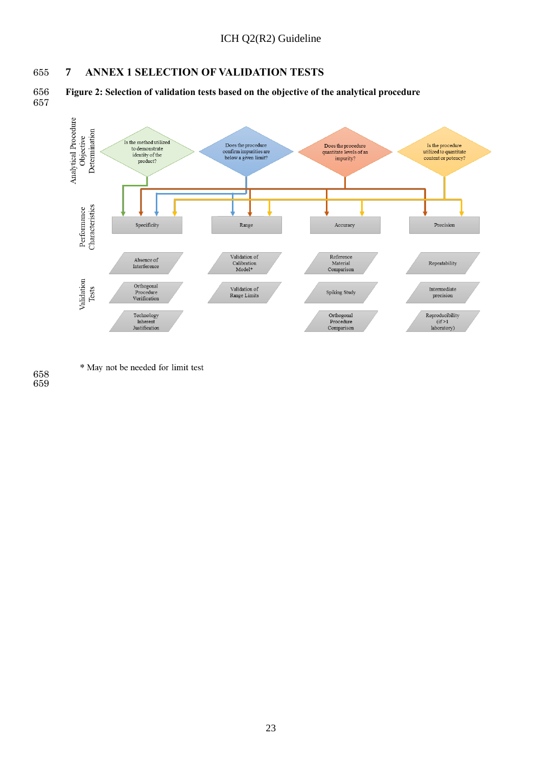# 7 ANNEX 1 SELECTION OF VALIDATION TESTS

**Figure 2: Selection of validation tests based on the objective of the analytical procedure**

Analytical Procedure Objective Determination

- Is the method utilized to demonstrate identity of the product?
- Does the procedure confirm impurities are below a given limit?
- Does the procedure quantitate levels of an impurity?
- Is the procedure utilized to quantitate content or potency?

Performance Characteristics

- Specificity
- Range
- Accuracy
- Precision

Validation Tests

| Specificity | Range | Accuracy | Precision |
|---|---|---|---|
| Absence of Interference | Validation of Calibration Model* | Reference Material Comparison | Repeatability |
| Orthogonal Procedure Verification | Validation of Range Limits | Spiking Study | Intermediate precision |
| Technology Inherent Justification | | Orthogonal Procedure Comparison | Reproducibility (if >1 laboratory) |

\* May not be needed for limit test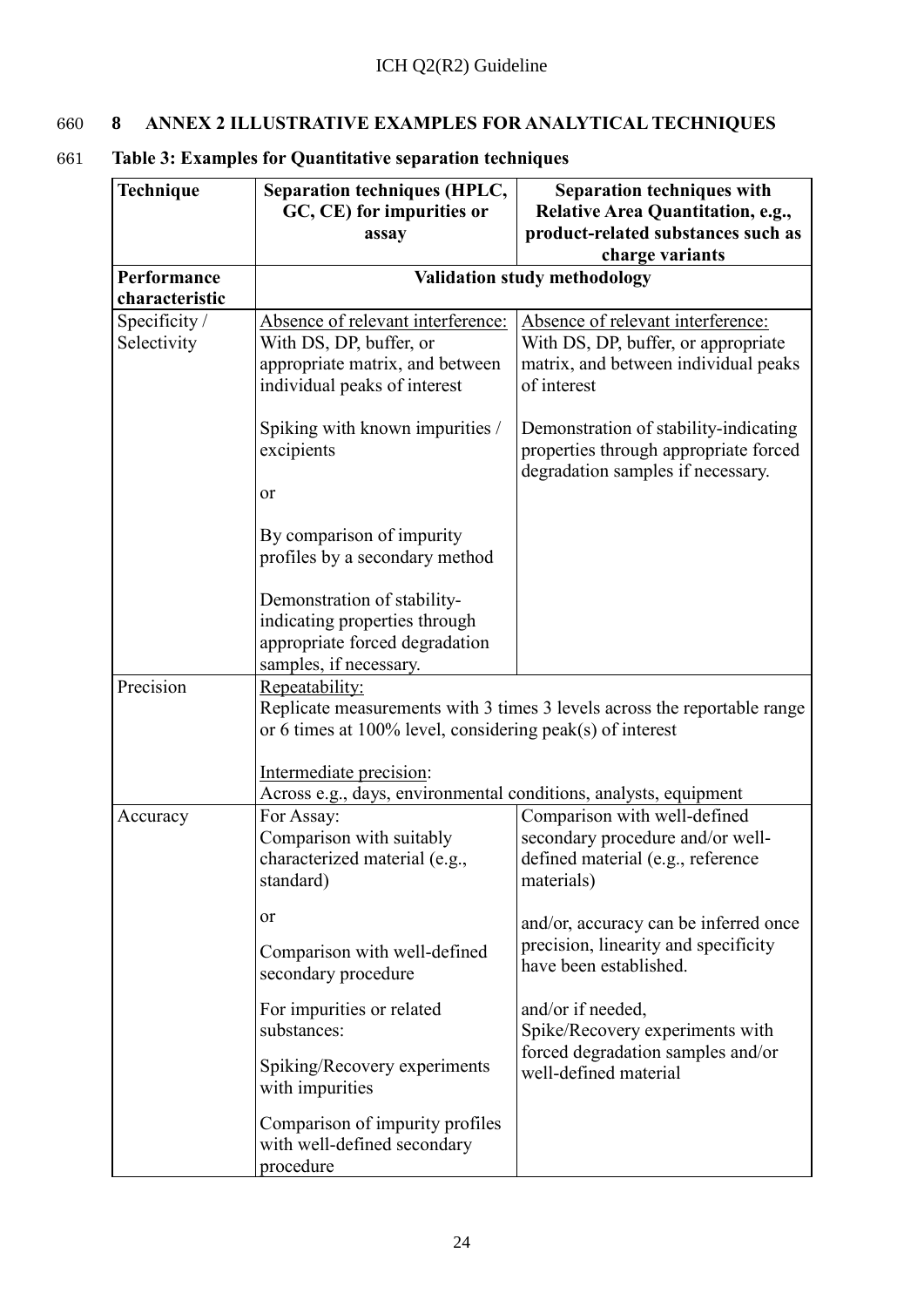## 8 ANNEX 2 ILLUSTRATIVE EXAMPLES FOR ANALYTICAL TECHNIQUES

**Table 3: Examples for Quantitative separation techniques**

| **Technique** | **Separation techniques (HPLC, GC, CE) for impurities or assay** | **Separation techniques with Relative Area Quantitation, e.g., product-related substances such as charge variants** |
|---|---|---|
| **Performance characteristic** | **Validation study methodology** | |
| Specificity / Selectivity | Absence of relevant interference: With DS, DP, buffer, or appropriate matrix, and between individual peaks of interest<br><br>Spiking with known impurities / excipients<br><br>or<br><br>By comparison of impurity profiles by a secondary method<br><br>Demonstration of stability-indicating properties through appropriate forced degradation samples, if necessary. | Absence of relevant interference: With DS, DP, buffer, or appropriate matrix, and between individual peaks of interest<br><br>Demonstration of stability-indicating properties through appropriate forced degradation samples if necessary. |
| Precision | Repeatability:<br>Replicate measurements with 3 times 3 levels across the reportable range or 6 times at 100% level, considering peak(s) of interest<br><br>Intermediate precision:<br>Across e.g., days, environmental conditions, analysts, equipment | |
| Accuracy | For Assay:<br>Comparison with suitably characterized material (e.g., standard)<br><br>or<br><br>Comparison with well-defined secondary procedure<br><br>For impurities or related substances:<br><br>Spiking/Recovery experiments with impurities<br><br>Comparison of impurity profiles with well-defined secondary procedure | Comparison with well-defined secondary procedure and/or well-defined material (e.g., reference materials)<br><br>and/or, accuracy can be inferred once precision, linearity and specificity have been established.<br><br>and/or if needed,<br>Spike/Recovery experiments with forced degradation samples and/or well-defined material |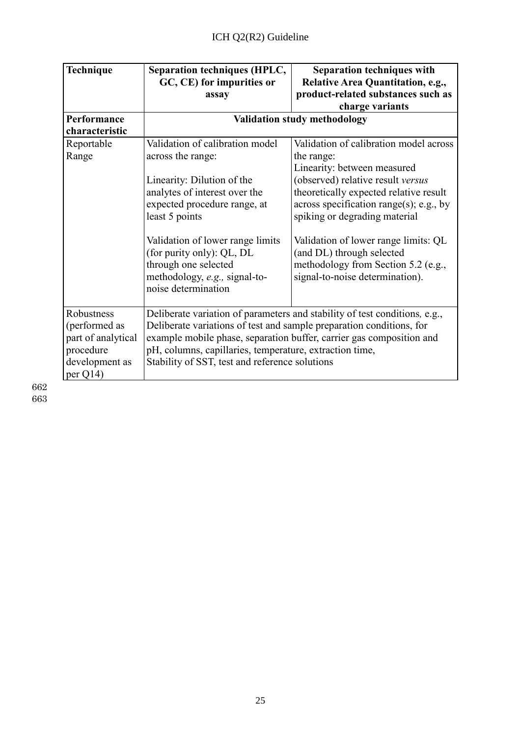| Technique | Separation techniques (HPLC, GC, CE) for impurities or assay | Separation techniques with Relative Area Quantitation, e.g., product-related substances such as charge variants |
|---|---|---|
| **Performance characteristic** | **Validation study methodology** | |
| Reportable Range | Validation of calibration model across the range:<br><br>Linearity: Dilution of the analytes of interest over the expected procedure range, at least 5 points<br><br>Validation of lower range limits (for purity only): QL, DL through one selected methodology, *e.g.,* signal-to-noise determination | Validation of calibration model across the range:<br>Linearity: between measured (observed) relative result *versus* theoretically expected relative result across specification range(s); e.g., by spiking or degrading material<br><br>Validation of lower range limits: QL (and DL) through selected methodology from Section 5.2 (e.g., signal-to-noise determination). |
| Robustness (performed as part of analytical procedure development as per Q14) | Deliberate variation of parameters and stability of test conditions*,* e.g., Deliberate variations of test and sample preparation conditions, for example mobile phase, separation buffer, carrier gas composition and pH, columns, capillaries, temperature, extraction time,<br>Stability of SST, test and reference solutions | |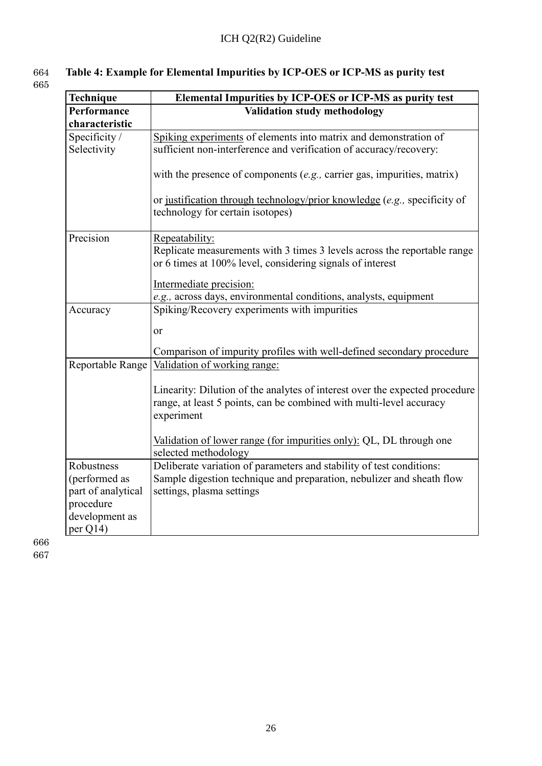**Table 4: Example for Elemental Impurities by ICP-OES or ICP-MS as purity test**

| **Technique** | **Elemental Impurities by ICP-OES or ICP-MS as purity test** |
|---|---|
| **Performance characteristic** | **Validation study methodology** |
| Specificity / Selectivity | Spiking experiments of elements into matrix and demonstration of sufficient non-interference and verification of accuracy/recovery:<br><br>with the presence of components (*e.g.,* carrier gas, impurities, matrix)<br><br>or justification through technology/prior knowledge (*e.g.,* specificity of technology for certain isotopes) |
| Precision | Repeatability:<br>Replicate measurements with 3 times 3 levels across the reportable range or 6 times at 100% level, considering signals of interest<br><br>Intermediate precision:<br>*e.g.,* across days, environmental conditions, analysts, equipment |
| Accuracy | Spiking/Recovery experiments with impurities<br><br>or<br><br>Comparison of impurity profiles with well-defined secondary procedure |
| Reportable Range | Validation of working range:<br><br>Linearity: Dilution of the analytes of interest over the expected procedure range, at least 5 points, can be combined with multi-level accuracy experiment<br><br>Validation of lower range (for impurities only): QL, DL through one selected methodology |
| Robustness (performed as part of analytical procedure development as per Q14) | Deliberate variation of parameters and stability of test conditions: Sample digestion technique and preparation, nebulizer and sheath flow settings, plasma settings |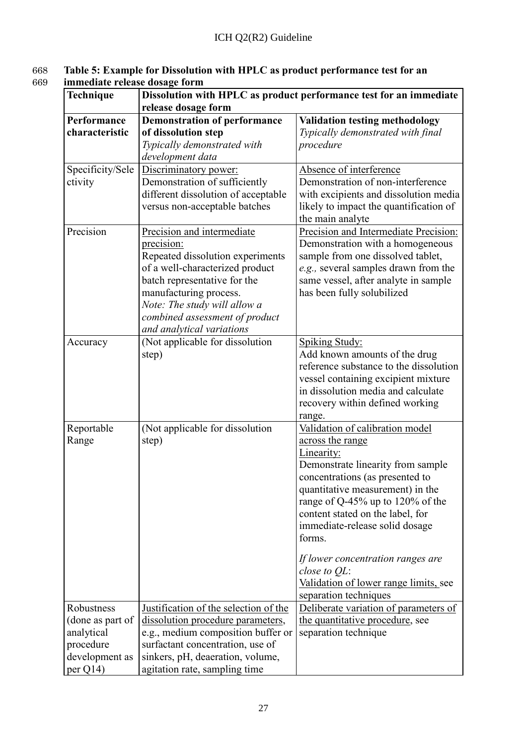**Table 5: Example for Dissolution with HPLC as product performance test for an immediate release dosage form**

| **Technique** | **Dissolution with HPLC as product performance test for an immediate release dosage form** | |
|---|---|---|
| **Performance characteristic** | **Demonstration of performance of dissolution step** *Typically demonstrated with development data* | **Validation testing methodology** *Typically demonstrated with final procedure* |
| Specificity/Selectivity | Discriminatory power: Demonstration of sufficiently different dissolution of acceptable versus non-acceptable batches | Absence of interference Demonstration of non-interference with excipients and dissolution media likely to impact the quantification of the main analyte |
| Precision | Precision and intermediate precision: Repeated dissolution experiments of a well-characterized product batch representative for the manufacturing process. *Note: The study will allow a combined assessment of product and analytical variations* | Precision and Intermediate Precision: Demonstration with a homogeneous sample from one dissolved tablet, *e.g.,* several samples drawn from the same vessel, after analyte in sample has been fully solubilized |
| Accuracy | (Not applicable for dissolution step) | Spiking Study: Add known amounts of the drug reference substance to the dissolution vessel containing excipient mixture in dissolution media and calculate recovery within defined working range. |
| Reportable Range | (Not applicable for dissolution step) | Validation of calibration model across the range Linearity: Demonstrate linearity from sample concentrations (as presented to quantitative measurement) in the range of Q-45% up to 120% of the content stated on the label, for immediate-release solid dosage forms. *If lower concentration ranges are close to QL*: Validation of lower range limits, see separation techniques |
| Robustness (done as part of analytical procedure development as per Q14) | Justification of the selection of the dissolution procedure parameters, e.g., medium composition buffer or surfactant concentration, use of sinkers, pH, deaeration, volume, agitation rate, sampling time | Deliberate variation of parameters of the quantitative procedure, see separation technique |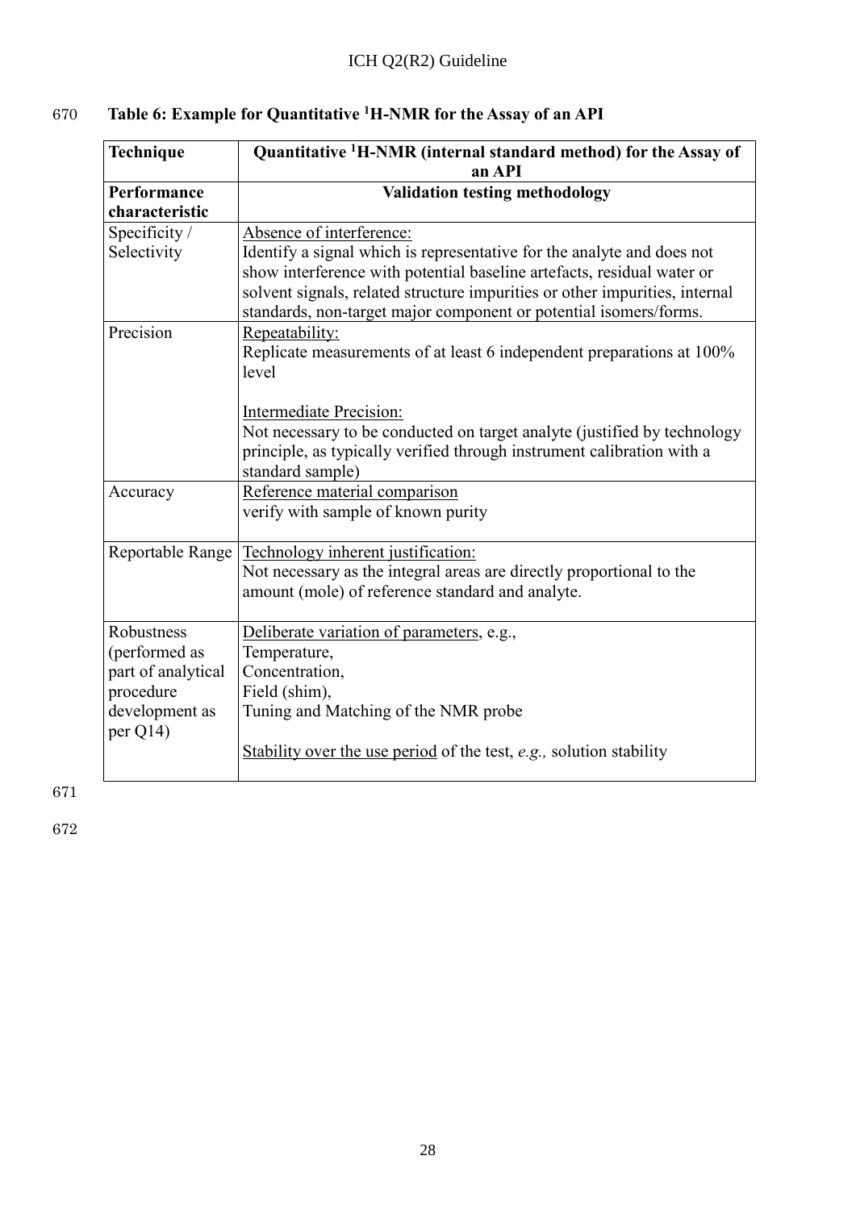**Table 6: Example for Quantitative $^1$H-NMR for the Assay of an API**

| **Technique** | **Quantitative $^1$H-NMR (internal standard method) for the Assay of an API** |
|---|---|
| **Performance characteristic** | **Validation testing methodology** |
| Specificity / Selectivity | Absence of interference:<br>Identify a signal which is representative for the analyte and does not show interference with potential baseline artefacts, residual water or solvent signals, related structure impurities or other impurities, internal standards, non-target major component or potential isomers/forms. |
| Precision | Repeatability:<br>Replicate measurements of at least 6 independent preparations at 100% level<br><br>Intermediate Precision:<br>Not necessary to be conducted on target analyte (justified by technology principle, as typically verified through instrument calibration with a standard sample) |
| Accuracy | Reference material comparison<br>verify with sample of known purity |
| Reportable Range | Technology inherent justification:<br>Not necessary as the integral areas are directly proportional to the amount (mole) of reference standard and analyte. |
| Robustness (performed as part of analytical procedure development as per Q14) | Deliberate variation of parameters, e.g.,<br>Temperature,<br>Concentration,<br>Field (shim),<br>Tuning and Matching of the NMR probe<br><br>Stability over the use period of the test, *e.g.,* solution stability |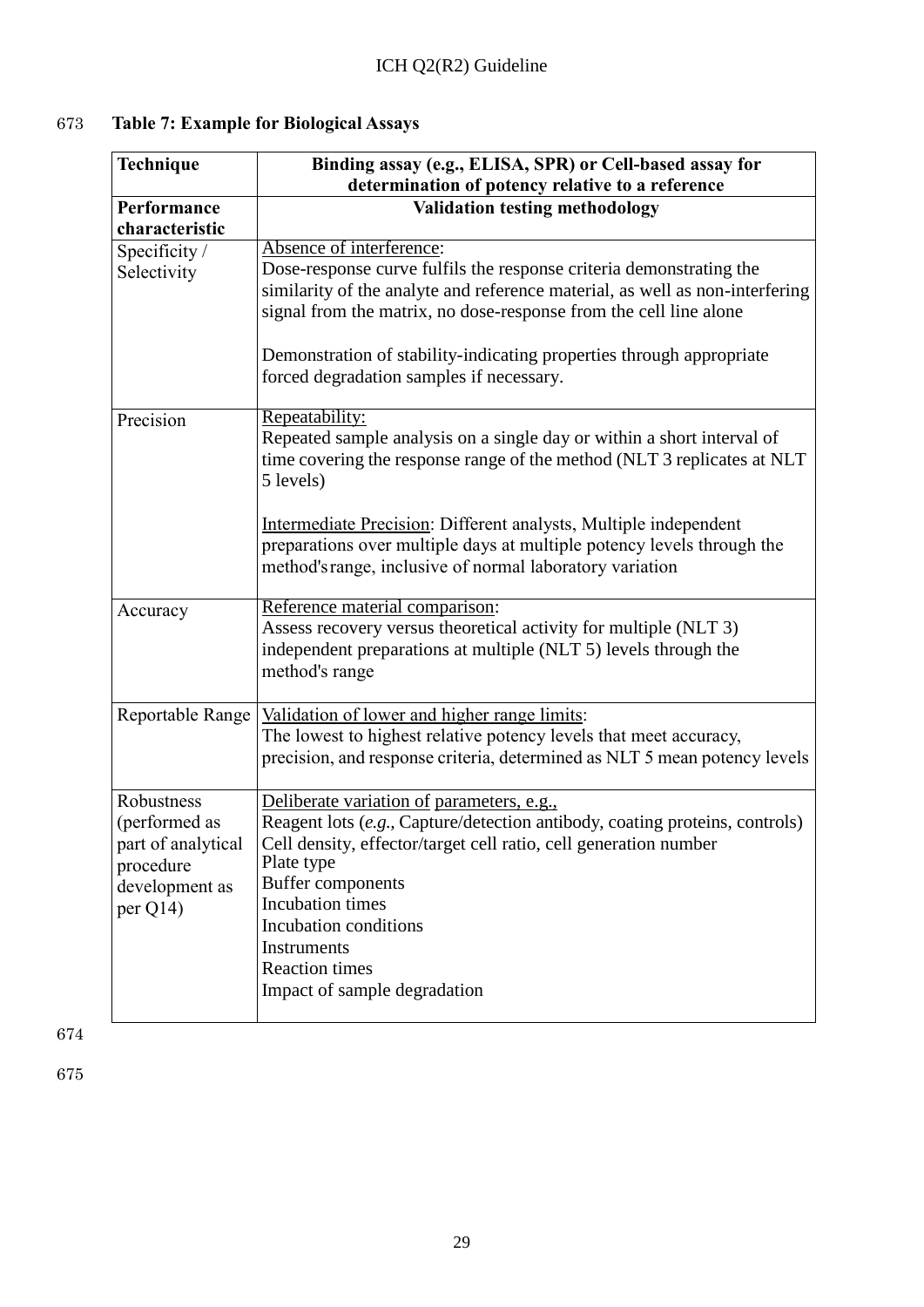**Table 7: Example for Biological Assays**

| Technique | Binding assay (e.g., ELISA, SPR) or Cell-based assay for determination of potency relative to a reference |
|---|---|
| **Performance characteristic** | **Validation testing methodology** |
| Specificity / Selectivity | Absence of interference:<br>Dose-response curve fulfils the response criteria demonstrating the similarity of the analyte and reference material, as well as non-interfering signal from the matrix, no dose-response from the cell line alone<br><br>Demonstration of stability-indicating properties through appropriate forced degradation samples if necessary. |
| Precision | Repeatability:<br>Repeated sample analysis on a single day or within a short interval of time covering the response range of the method (NLT 3 replicates at NLT 5 levels)<br><br>Intermediate Precision: Different analysts, Multiple independent preparations over multiple days at multiple potency levels through the method's range, inclusive of normal laboratory variation |
| Accuracy | Reference material comparison:<br>Assess recovery versus theoretical activity for multiple (NLT 3) independent preparations at multiple (NLT 5) levels through the method's range |
| Reportable Range | Validation of lower and higher range limits:<br>The lowest to highest relative potency levels that meet accuracy, precision, and response criteria, determined as NLT 5 mean potency levels |
| Robustness (performed as part of analytical procedure development as per Q14) | Deliberate variation of parameters, e.g.,<br>Reagent lots (*e.g.,* Capture/detection antibody, coating proteins, controls)<br>Cell density, effector/target cell ratio, cell generation number<br>Plate type<br>Buffer components<br>Incubation times<br>Incubation conditions<br>Instruments<br>Reaction times<br>Impact of sample degradation |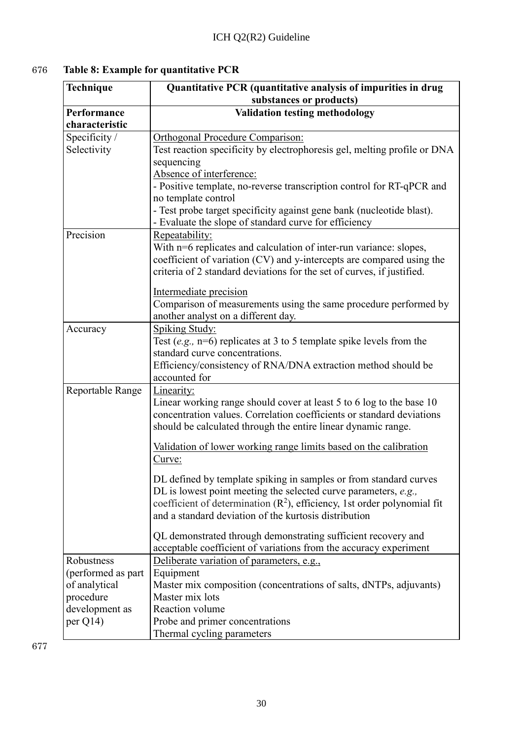**Table 8: Example for quantitative PCR**

| **Technique** | **Quantitative PCR (quantitative analysis of impurities in drug substances or products)** |
|---|---|
| **Performance characteristic** | **Validation testing methodology** |
| Specificity / Selectivity | <u>Orthogonal Procedure Comparison:</u><br>Test reaction specificity by electrophoresis gel, melting profile or DNA sequencing<br><u>Absence of interference:</u><br>- Positive template, no-reverse transcription control for RT-qPCR and no template control<br>- Test probe target specificity against gene bank (nucleotide blast).<br>- Evaluate the slope of standard curve for efficiency |
| Precision | <u>Repeatability:</u><br>With n=6 replicates and calculation of inter-run variance: slopes, coefficient of variation (CV) and y-intercepts are compared using the criteria of 2 standard deviations for the set of curves, if justified.<br><br><u>Intermediate precision</u><br>Comparison of measurements using the same procedure performed by another analyst on a different day. |
| Accuracy | <u>Spiking Study:</u><br>Test (*e.g.,* n=6) replicates at 3 to 5 template spike levels from the standard curve concentrations.<br>Efficiency/consistency of RNA/DNA extraction method should be accounted for |
| Reportable Range | <u>Linearity:</u><br>Linear working range should cover at least 5 to 6 log to the base 10 concentration values. Correlation coefficients or standard deviations should be calculated through the entire linear dynamic range.<br><br><u>Validation of lower working range limits based on the calibration Curve:</u><br><br>DL defined by template spiking in samples or from standard curves<br>DL is lowest point meeting the selected curve parameters, *e.g.,* coefficient of determination ($R^2$), efficiency, 1st order polynomial fit and a standard deviation of the kurtosis distribution<br><br>QL demonstrated through demonstrating sufficient recovery and acceptable coefficient of variations from the accuracy experiment |
| Robustness (performed as part of analytical procedure development as per Q14) | <u>Deliberate variation of parameters, e.g.,</u><br>Equipment<br>Master mix composition (concentrations of salts, dNTPs, adjuvants)<br>Master mix lots<br>Reaction volume<br>Probe and primer concentrations<br>Thermal cycling parameters |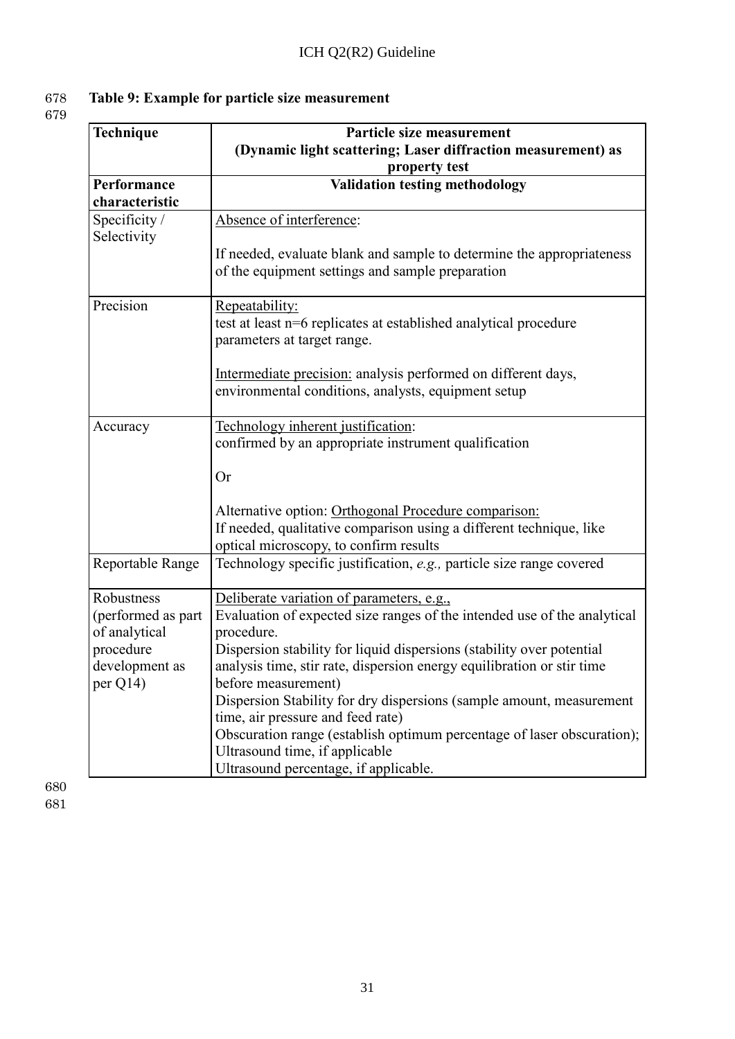**Table 9: Example for particle size measurement**

| **Technique** | **Particle size measurement (Dynamic light scattering; Laser diffraction measurement) as property test** |
|---|---|
| **Performance characteristic** | **Validation testing methodology** |
| Specificity / Selectivity | Absence of interference:<br><br>If needed, evaluate blank and sample to determine the appropriateness of the equipment settings and sample preparation |
| Precision | Repeatability:<br>test at least n=6 replicates at established analytical procedure parameters at target range.<br><br>Intermediate precision: analysis performed on different days, environmental conditions, analysts, equipment setup |
| Accuracy | Technology inherent justification:<br>confirmed by an appropriate instrument qualification<br><br>Or<br><br>Alternative option: Orthogonal Procedure comparison:<br>If needed, qualitative comparison using a different technique, like optical microscopy, to confirm results |
| Reportable Range | Technology specific justification, *e.g.,* particle size range covered |
| Robustness (performed as part of analytical procedure development as per Q14) | Deliberate variation of parameters, e.g.,<br>Evaluation of expected size ranges of the intended use of the analytical procedure.<br>Dispersion stability for liquid dispersions (stability over potential analysis time, stir rate, dispersion energy equilibration or stir time before measurement)<br>Dispersion Stability for dry dispersions (sample amount, measurement time, air pressure and feed rate)<br>Obscuration range (establish optimum percentage of laser obscuration);<br>Ultrasound time, if applicable<br>Ultrasound percentage, if applicable. |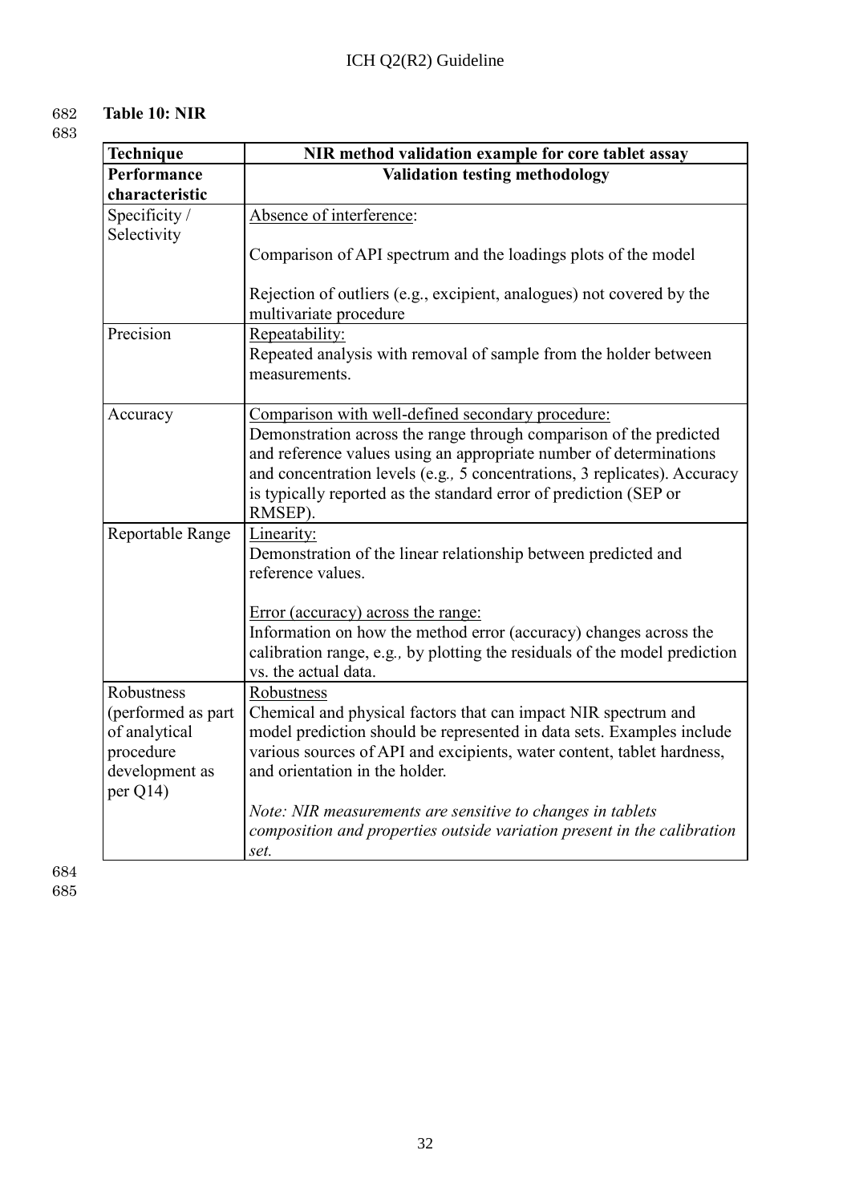**Table 10: NIR**

| Technique | NIR method validation example for core tablet assay |
|---|---|
| **Performance characteristic** | **Validation testing methodology** |
| Specificity / Selectivity | Absence of interference:<br><br>Comparison of API spectrum and the loadings plots of the model<br><br>Rejection of outliers (e.g., excipient, analogues) not covered by the multivariate procedure |
| Precision | Repeatability:<br>Repeated analysis with removal of sample from the holder between measurements. |
| Accuracy | Comparison with well-defined secondary procedure:<br>Demonstration across the range through comparison of the predicted and reference values using an appropriate number of determinations and concentration levels (e.g*.,* 5 concentrations, 3 replicates). Accuracy is typically reported as the standard error of prediction (SEP or RMSEP). |
| Reportable Range | Linearity:<br>Demonstration of the linear relationship between predicted and reference values.<br><br>Error (accuracy) across the range:<br>Information on how the method error (accuracy) changes across the calibration range, e.g*.,* by plotting the residuals of the model prediction vs. the actual data. |
| Robustness (performed as part of analytical procedure development as per Q14) | Robustness<br>Chemical and physical factors that can impact NIR spectrum and model prediction should be represented in data sets. Examples include various sources of API and excipients, water content, tablet hardness, and orientation in the holder.<br><br>*Note: NIR measurements are sensitive to changes in tablets composition and properties outside variation present in the calibration set.* |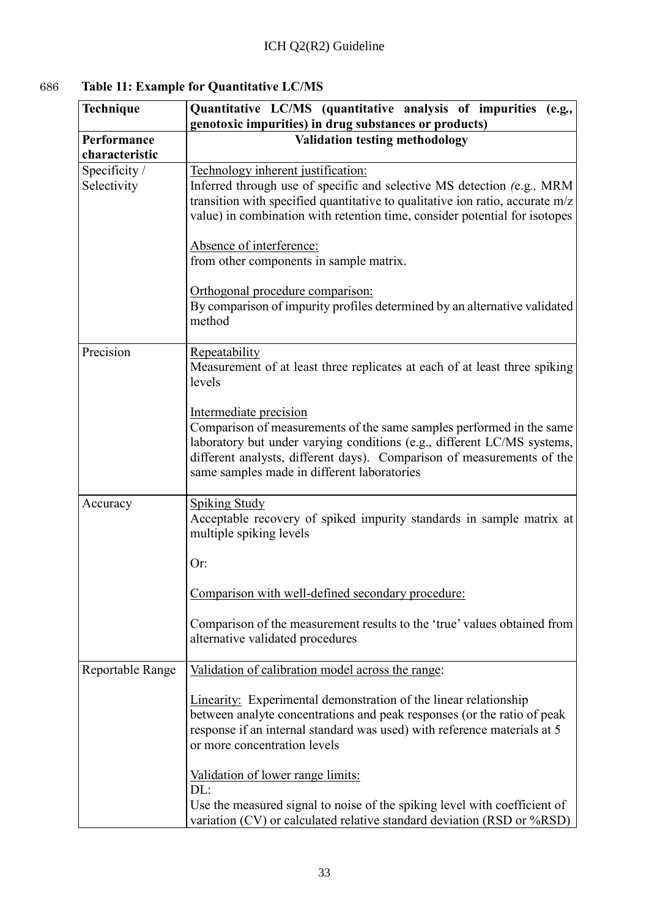686 **Table 11: Example for Quantitative LC/MS**

| **Technique** | **Quantitative LC/MS (quantitative analysis of impurities (e.g., genotoxic impurities) in drug substances or products)** |
|---|---|
| **Performance characteristic** | **Validation testing methodology** |
| Specificity / Selectivity | Technology inherent justification:<br>Inferred through use of specific and selective MS detection *(*e.g*.,* MRM transition with specified quantitative to qualitative ion ratio, accurate m/z value) in combination with retention time, consider potential for isotopes<br><br>Absence of interference:<br>from other components in sample matrix.<br><br>Orthogonal procedure comparison:<br>By comparison of impurity profiles determined by an alternative validated method |
| Precision | Repeatability<br>Measurement of at least three replicates at each of at least three spiking levels<br><br>Intermediate precision<br>Comparison of measurements of the same samples performed in the same laboratory but under varying conditions (e.g., different LC/MS systems, different analysts, different days). Comparison of measurements of the same samples made in different laboratories |
| Accuracy | Spiking Study<br>Acceptable recovery of spiked impurity standards in sample matrix at multiple spiking levels<br><br>Or:<br><br>Comparison with well-defined secondary procedure:<br><br>Comparison of the measurement results to the 'true' values obtained from alternative validated procedures |
| Reportable Range | Validation of calibration model across the range:<br><br>Linearity: Experimental demonstration of the linear relationship between analyte concentrations and peak responses (or the ratio of peak response if an internal standard was used) with reference materials at 5 or more concentration levels<br><br>Validation of lower range limits:<br>DL:<br>Use the measured signal to noise of the spiking level with coefficient of variation (CV) or calculated relative standard deviation (RSD or %RSD) |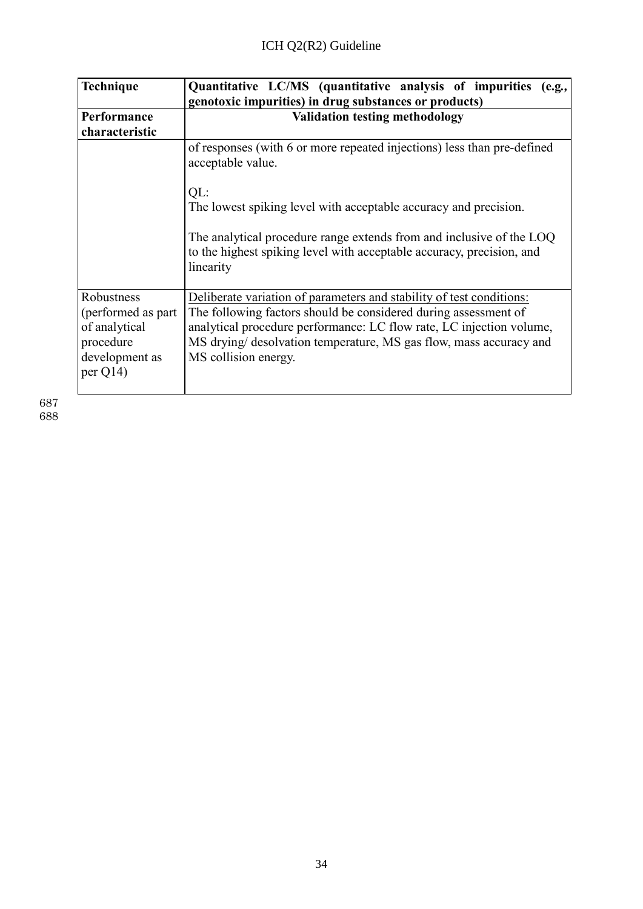| **Technique** | **Quantitative LC/MS (quantitative analysis of impurities (e.g., genotoxic impurities) in drug substances or products)** |
|---|---|
| **Performance characteristic** | **Validation testing methodology** |
| | of responses (with 6 or more repeated injections) less than pre-defined acceptable value.<br><br>QL:<br>The lowest spiking level with acceptable accuracy and precision.<br><br>The analytical procedure range extends from and inclusive of the LOQ to the highest spiking level with acceptable accuracy, precision, and linearity |
| Robustness (performed as part of analytical procedure development as per Q14) | Deliberate variation of parameters and stability of test conditions:<br>The following factors should be considered during assessment of analytical procedure performance: LC flow rate, LC injection volume, MS drying/ desolvation temperature, MS gas flow, mass accuracy and MS collision energy. |

687
688